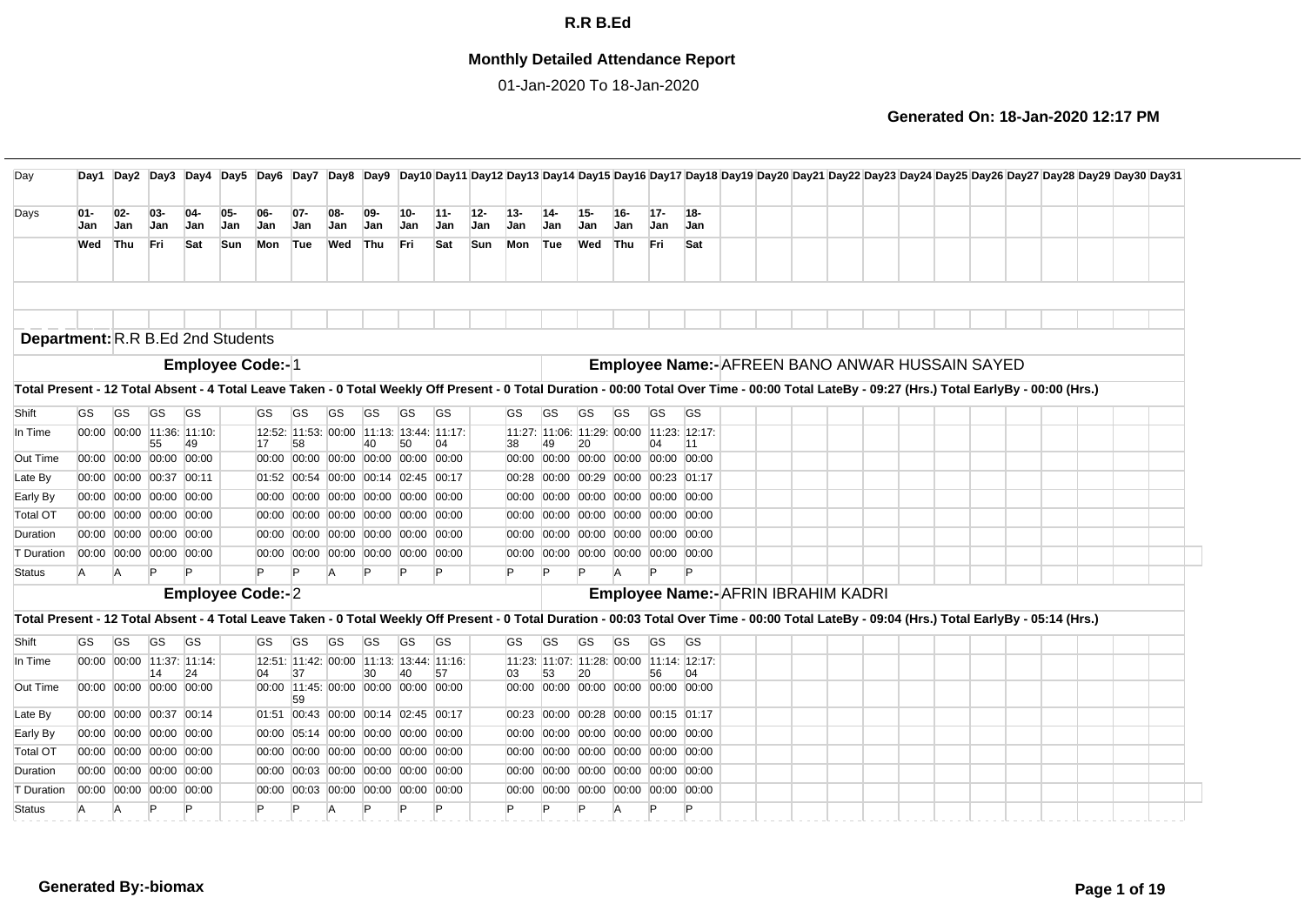# R.R B.Ed

## Monthly Detailed Attendance Report

01-Jan-2020 To 18-Jan-2020

**Generated On: 18-Jan-2020 12:17 PM**

| Day | Day1 | Day2 | Day3 | Day4 | Day5 | Day6 | Day7 | Day8 | Day9 | Day10 | Day11 | Day12 | Day13 | Day14 | Day15 | Day16 | Day17 | Day18 | Day19 | Day20 | Day21 | Day22 | Day23 | Day24 | Day25 | Day26 | Day27 | Day28 | Day29 | Day30 | Day31 |
|---|---|---|---|---|---|---|---|---|---|---|---|---|---|---|---|---|---|---|---|---|---|---|---|---|---|---|---|---|---|---|---|
| Days | 01-Jan | 02-Jan | 03-Jan | 04-Jan | 05-Jan | 06-Jan | 07-Jan | 08-Jan | 09-Jan | 10-Jan | 11-Jan | 12-Jan | 13-Jan | 14-Jan | 15-Jan | 16-Jan | 17-Jan | 18-Jan | | | | | | | | | | | | | |
| | Wed | Thu | Fri | Sat | Sun | Mon | Tue | Wed | Thu | Fri | Sat | Sun | Mon | Tue | Wed | Thu | Fri | Sat | | | | | | | | | | | | | |

**Department:** R.R B.Ed 2nd Students

**Employee Code:-** 1 **Employee Name:-** AFREEN BANO ANWAR HUSSAIN SAYED

**Total Present - 12 Total Absent - 4 Total Leave Taken - 0 Total Weekly Off Present - 0 Total Duration - 00:00 Total Over Time - 00:00 Total LateBy - 09:27 (Hrs.) Total EarlyBy - 00:00 (Hrs.)**

| | Day1 | Day2 | Day3 | Day4 | Day5 | Day6 | Day7 | Day8 | Day9 | Day10 | Day11 | Day12 | Day13 | Day14 | Day15 | Day16 | Day17 | Day18 |
|---|---|---|---|---|---|---|---|---|---|---|---|---|---|---|---|---|---|---|
| Shift | GS | GS | GS | GS | | GS | GS | GS | GS | GS | GS | | GS | GS | GS | GS | GS | GS |
| In Time | 00:00 | 00:00 | 11:36:55 | 11:10:49 | | 12:52:17 | 11:53:58 | 00:00 | 11:13:40 | 13:44:50 | 11:17:04 | | 11:27:38 | 11:06:49 | 11:29:20 | 00:00 | 11:23:04 | 12:17:11 |
| Out Time | 00:00 | 00:00 | 00:00 | 00:00 | | 00:00 | 00:00 | 00:00 | 00:00 | 00:00 | 00:00 | | 00:00 | 00:00 | 00:00 | 00:00 | 00:00 | 00:00 |
| Late By | 00:00 | 00:00 | 00:37 | 00:11 | | 01:52 | 00:54 | 00:00 | 00:14 | 02:45 | 00:17 | | 00:28 | 00:00 | 00:29 | 00:00 | 00:23 | 01:17 |
| Early By | 00:00 | 00:00 | 00:00 | 00:00 | | 00:00 | 00:00 | 00:00 | 00:00 | 00:00 | 00:00 | | 00:00 | 00:00 | 00:00 | 00:00 | 00:00 | 00:00 |
| Total OT | 00:00 | 00:00 | 00:00 | 00:00 | | 00:00 | 00:00 | 00:00 | 00:00 | 00:00 | 00:00 | | 00:00 | 00:00 | 00:00 | 00:00 | 00:00 | 00:00 |
| Duration | 00:00 | 00:00 | 00:00 | 00:00 | | 00:00 | 00:00 | 00:00 | 00:00 | 00:00 | 00:00 | | 00:00 | 00:00 | 00:00 | 00:00 | 00:00 | 00:00 |
| T Duration | 00:00 | 00:00 | 00:00 | 00:00 | | 00:00 | 00:00 | 00:00 | 00:00 | 00:00 | 00:00 | | 00:00 | 00:00 | 00:00 | 00:00 | 00:00 | 00:00 |
| Status | A | A | P | P | | P | P | A | P | P | P | | P | P | P | A | P | P |

**Employee Code:-** 2 **Employee Name:-** AFRIN IBRAHIM KADRI

**Total Present - 12 Total Absent - 4 Total Leave Taken - 0 Total Weekly Off Present - 0 Total Duration - 00:03 Total Over Time - 00:00 Total LateBy - 09:04 (Hrs.) Total EarlyBy - 05:14 (Hrs.)**

| | Day1 | Day2 | Day3 | Day4 | Day5 | Day6 | Day7 | Day8 | Day9 | Day10 | Day11 | Day12 | Day13 | Day14 | Day15 | Day16 | Day17 | Day18 |
|---|---|---|---|---|---|---|---|---|---|---|---|---|---|---|---|---|---|---|
| Shift | GS | GS | GS | GS | | GS | GS | GS | GS | GS | GS | | GS | GS | GS | GS | GS | GS |
| In Time | 00:00 | 00:00 | 11:37:14 | 11:14:24 | | 12:51:04 | 11:42:37 | 00:00 | 11:13:30 | 13:44:40 | 11:16:57 | | 11:23:03 | 11:07:53 | 11:28:20 | 00:00 | 11:14:56 | 12:17:04 |
| Out Time | 00:00 | 00:00 | 00:00 | 00:00 | | 00:00 | 11:45:59 | 00:00 | 00:00 | 00:00 | 00:00 | | 00:00 | 00:00 | 00:00 | 00:00 | 00:00 | 00:00 |
| Late By | 00:00 | 00:00 | 00:37 | 00:14 | | 01:51 | 00:43 | 00:00 | 00:14 | 02:45 | 00:17 | | 00:23 | 00:00 | 00:28 | 00:00 | 00:15 | 01:17 |
| Early By | 00:00 | 00:00 | 00:00 | 00:00 | | 00:00 | 05:14 | 00:00 | 00:00 | 00:00 | 00:00 | | 00:00 | 00:00 | 00:00 | 00:00 | 00:00 | 00:00 |
| Total OT | 00:00 | 00:00 | 00:00 | 00:00 | | 00:00 | 00:00 | 00:00 | 00:00 | 00:00 | 00:00 | | 00:00 | 00:00 | 00:00 | 00:00 | 00:00 | 00:00 |
| Duration | 00:00 | 00:00 | 00:00 | 00:00 | | 00:00 | 00:03 | 00:00 | 00:00 | 00:00 | 00:00 | | 00:00 | 00:00 | 00:00 | 00:00 | 00:00 | 00:00 |
| T Duration | 00:00 | 00:00 | 00:00 | 00:00 | | 00:00 | 00:03 | 00:00 | 00:00 | 00:00 | 00:00 | | 00:00 | 00:00 | 00:00 | 00:00 | 00:00 | 00:00 |
| Status | A | A | P | P | | P | P | A | P | P | P | | P | P | P | A | P | P |

**Generated By:-biomax**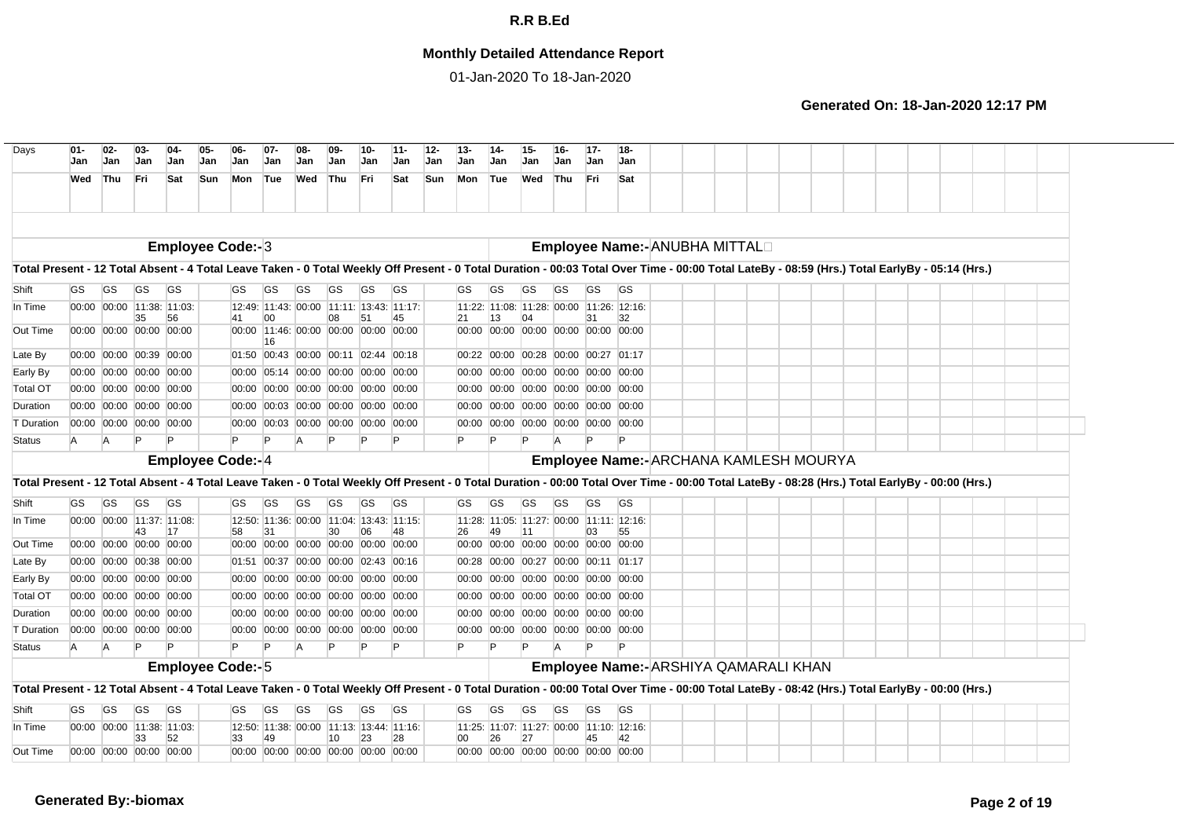# R.R B.Ed

## Monthly Detailed Attendance Report

01-Jan-2020 To 18-Jan-2020

**Generated On: 18-Jan-2020 12:17 PM**

| Days | 01-Jan | 02-Jan | 03-Jan | 04-Jan | 05-Jan | 06-Jan | 07-Jan | 08-Jan | 09-Jan | 10-Jan | 11-Jan | 12-Jan | 13-Jan | 14-Jan | 15-Jan | 16-Jan | 17-Jan | 18-Jan |
|---|---|---|---|---|---|---|---|---|---|---|---|---|---|---|---|---|---|---|
| | Wed | Thu | Fri | Sat | Sun | Mon | Tue | Wed | Thu | Fri | Sat | Sun | Mon | Tue | Wed | Thu | Fri | Sat |

**Employee Code:-** 3 **Employee Name:-** ANUBHA MITTAL

**Total Present - 12 Total Absent - 4 Total Leave Taken - 0 Total Weekly Off Present - 0 Total Duration - 00:03 Total Over Time - 00:00 Total LateBy - 08:59 (Hrs.) Total EarlyBy - 05:14 (Hrs.)**

| | 01-Jan | 02-Jan | 03-Jan | 04-Jan | 05-Jan | 06-Jan | 07-Jan | 08-Jan | 09-Jan | 10-Jan | 11-Jan | 12-Jan | 13-Jan | 14-Jan | 15-Jan | 16-Jan | 17-Jan | 18-Jan |
|---|---|---|---|---|---|---|---|---|---|---|---|---|---|---|---|---|---|---|
| Shift | GS | GS | GS | GS | | GS | GS | GS | GS | GS | GS | | GS | GS | GS | GS | GS | GS |
| In Time | 00:00 | 00:00 | 11:38:35 | 11:03:56 | | 12:49:41 | 11:43:00 | 00:00 | 11:11:08 | 13:43:51 | 11:17:45 | | 11:22:21 | 11:08:13 | 11:28:04 | 00:00 | 11:26:31 | 12:16:32 |
| Out Time | 00:00 | 00:00 | 00:00 | 00:00 | | 00:00 | 11:46:16 | 00:00 | 00:00 | 00:00 | 00:00 | | 00:00 | 00:00 | 00:00 | 00:00 | 00:00 | 00:00 |
| Late By | 00:00 | 00:00 | 00:39 | 00:00 | | 01:50 | 00:43 | 00:00 | 00:11 | 02:44 | 00:18 | | 00:22 | 00:00 | 00:28 | 00:00 | 00:27 | 01:17 |
| Early By | 00:00 | 00:00 | 00:00 | 00:00 | | 00:00 | 05:14 | 00:00 | 00:00 | 00:00 | 00:00 | | 00:00 | 00:00 | 00:00 | 00:00 | 00:00 | 00:00 |
| Total OT | 00:00 | 00:00 | 00:00 | 00:00 | | 00:00 | 00:00 | 00:00 | 00:00 | 00:00 | 00:00 | | 00:00 | 00:00 | 00:00 | 00:00 | 00:00 | 00:00 |
| Duration | 00:00 | 00:00 | 00:00 | 00:00 | | 00:00 | 00:03 | 00:00 | 00:00 | 00:00 | 00:00 | | 00:00 | 00:00 | 00:00 | 00:00 | 00:00 | 00:00 |
| T Duration | 00:00 | 00:00 | 00:00 | 00:00 | | 00:00 | 00:03 | 00:00 | 00:00 | 00:00 | 00:00 | | 00:00 | 00:00 | 00:00 | 00:00 | 00:00 | 00:00 |
| Status | A | A | P | P | | P | P | A | P | P | P | | P | P | P | A | P | P |

**Employee Code:-** 4 **Employee Name:-** ARCHANA KAMLESH MOURYA

**Total Present - 12 Total Absent - 4 Total Leave Taken - 0 Total Weekly Off Present - 0 Total Duration - 00:00 Total Over Time - 00:00 Total LateBy - 08:28 (Hrs.) Total EarlyBy - 00:00 (Hrs.)**

| | 01-Jan | 02-Jan | 03-Jan | 04-Jan | 05-Jan | 06-Jan | 07-Jan | 08-Jan | 09-Jan | 10-Jan | 11-Jan | 12-Jan | 13-Jan | 14-Jan | 15-Jan | 16-Jan | 17-Jan | 18-Jan |
|---|---|---|---|---|---|---|---|---|---|---|---|---|---|---|---|---|---|---|
| Shift | GS | GS | GS | GS | | GS | GS | GS | GS | GS | GS | | GS | GS | GS | GS | GS | GS |
| In Time | 00:00 | 00:00 | 11:37:43 | 11:08:17 | | 12:50:58 | 11:36:31 | 00:00 | 11:04:30 | 13:43:06 | 11:15:48 | | 11:28:26 | 11:05:49 | 11:27:11 | 00:00 | 11:11:03 | 12:16:55 |
| Out Time | 00:00 | 00:00 | 00:00 | 00:00 | | 00:00 | 00:00 | 00:00 | 00:00 | 00:00 | 00:00 | | 00:00 | 00:00 | 00:00 | 00:00 | 00:00 | 00:00 |
| Late By | 00:00 | 00:00 | 00:38 | 00:00 | | 01:51 | 00:37 | 00:00 | 00:00 | 02:43 | 00:16 | | 00:28 | 00:00 | 00:27 | 00:00 | 00:11 | 01:17 |
| Early By | 00:00 | 00:00 | 00:00 | 00:00 | | 00:00 | 00:00 | 00:00 | 00:00 | 00:00 | 00:00 | | 00:00 | 00:00 | 00:00 | 00:00 | 00:00 | 00:00 |
| Total OT | 00:00 | 00:00 | 00:00 | 00:00 | | 00:00 | 00:00 | 00:00 | 00:00 | 00:00 | 00:00 | | 00:00 | 00:00 | 00:00 | 00:00 | 00:00 | 00:00 |
| Duration | 00:00 | 00:00 | 00:00 | 00:00 | | 00:00 | 00:00 | 00:00 | 00:00 | 00:00 | 00:00 | | 00:00 | 00:00 | 00:00 | 00:00 | 00:00 | 00:00 |
| T Duration | 00:00 | 00:00 | 00:00 | 00:00 | | 00:00 | 00:00 | 00:00 | 00:00 | 00:00 | 00:00 | | 00:00 | 00:00 | 00:00 | 00:00 | 00:00 | 00:00 |
| Status | A | A | P | P | | P | P | A | P | P | P | | P | P | P | A | P | P |

**Employee Code:-** 5 **Employee Name:-** ARSHIYA QAMARALI KHAN

**Total Present - 12 Total Absent - 4 Total Leave Taken - 0 Total Weekly Off Present - 0 Total Duration - 00:00 Total Over Time - 00:00 Total LateBy - 08:42 (Hrs.) Total EarlyBy - 00:00 (Hrs.)**

| | 01-Jan | 02-Jan | 03-Jan | 04-Jan | 05-Jan | 06-Jan | 07-Jan | 08-Jan | 09-Jan | 10-Jan | 11-Jan | 12-Jan | 13-Jan | 14-Jan | 15-Jan | 16-Jan | 17-Jan | 18-Jan |
|---|---|---|---|---|---|---|---|---|---|---|---|---|---|---|---|---|---|---|
| Shift | GS | GS | GS | GS | | GS | GS | GS | GS | GS | GS | | GS | GS | GS | GS | GS | GS |
| In Time | 00:00 | 00:00 | 11:38:33 | 11:03:52 | | 12:50:33 | 11:38:49 | 00:00 | 11:13:10 | 13:44:23 | 11:16:28 | | 11:25:00 | 11:07:26 | 11:27:27 | 00:00 | 11:10:45 | 12:16:42 |
| Out Time | 00:00 | 00:00 | 00:00 | 00:00 | | 00:00 | 00:00 | 00:00 | 00:00 | 00:00 | 00:00 | | 00:00 | 00:00 | 00:00 | 00:00 | 00:00 | 00:00 |

**Generated By:-biomax**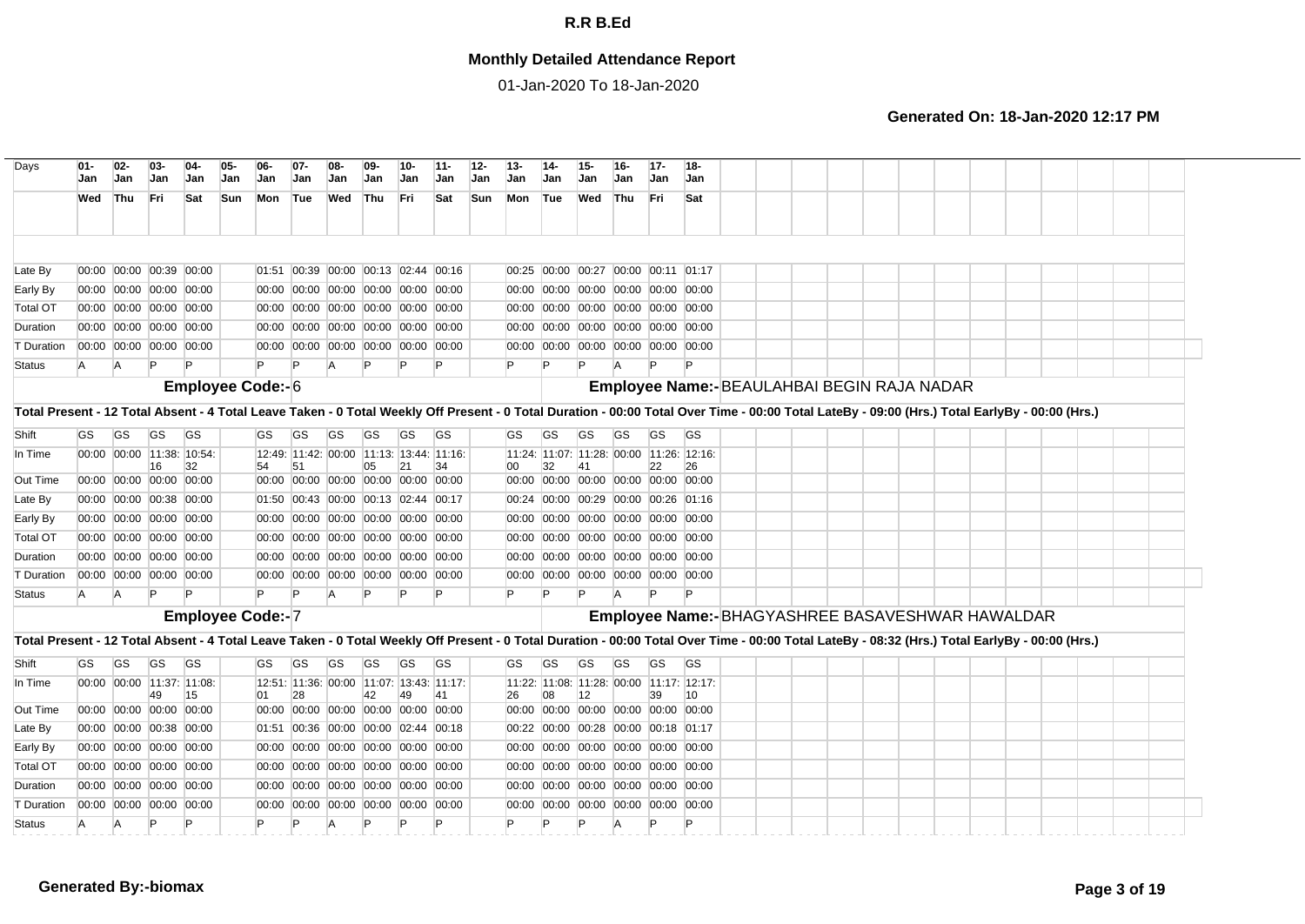# R.R B.Ed

## Monthly Detailed Attendance Report

01-Jan-2020 To 18-Jan-2020

**Generated On: 18-Jan-2020 12:17 PM**

| Days | 01-Jan | 02-Jan | 03-Jan | 04-Jan | 05-Jan | 06-Jan | 07-Jan | 08-Jan | 09-Jan | 10-Jan | 11-Jan | 12-Jan | 13-Jan | 14-Jan | 15-Jan | 16-Jan | 17-Jan | 18-Jan |
|---|---|---|---|---|---|---|---|---|---|---|---|---|---|---|---|---|---|---|
| | Wed | Thu | Fri | Sat | Sun | Mon | Tue | Wed | Thu | Fri | Sat | Sun | Mon | Tue | Wed | Thu | Fri | Sat |
| Late By | 00:00 | 00:00 | 00:39 | 00:00 | | 01:51 | 00:39 | 00:00 | 00:13 | 02:44 | 00:16 | | 00:25 | 00:00 | 00:27 | 00:00 | 00:11 | 01:17 |
| Early By | 00:00 | 00:00 | 00:00 | 00:00 | | 00:00 | 00:00 | 00:00 | 00:00 | 00:00 | 00:00 | | 00:00 | 00:00 | 00:00 | 00:00 | 00:00 | 00:00 |
| Total OT | 00:00 | 00:00 | 00:00 | 00:00 | | 00:00 | 00:00 | 00:00 | 00:00 | 00:00 | 00:00 | | 00:00 | 00:00 | 00:00 | 00:00 | 00:00 | 00:00 |
| Duration | 00:00 | 00:00 | 00:00 | 00:00 | | 00:00 | 00:00 | 00:00 | 00:00 | 00:00 | 00:00 | | 00:00 | 00:00 | 00:00 | 00:00 | 00:00 | 00:00 |
| T Duration | 00:00 | 00:00 | 00:00 | 00:00 | | 00:00 | 00:00 | 00:00 | 00:00 | 00:00 | 00:00 | | 00:00 | 00:00 | 00:00 | 00:00 | 00:00 | 00:00 |
| Status | A | A | P | P | | P | P | A | P | P | P | | P | P | P | A | P | P |

**Employee Code:-** 6 **Employee Name:-** BEAULAHBAI BEGIN RAJA NADAR

**Total Present - 12 Total Absent - 4 Total Leave Taken - 0 Total Weekly Off Present - 0 Total Duration - 00:00 Total Over Time - 00:00 Total LateBy - 09:00 (Hrs.) Total EarlyBy - 00:00 (Hrs.)**

| Days | 01-Jan | 02-Jan | 03-Jan | 04-Jan | 05-Jan | 06-Jan | 07-Jan | 08-Jan | 09-Jan | 10-Jan | 11-Jan | 12-Jan | 13-Jan | 14-Jan | 15-Jan | 16-Jan | 17-Jan | 18-Jan |
|---|---|---|---|---|---|---|---|---|---|---|---|---|---|---|---|---|---|---|
| Shift | GS | GS | GS | GS | | GS | GS | GS | GS | GS | GS | | GS | GS | GS | GS | GS | GS |
| In Time | 00:00 | 00:00 | 11:38:16 | 10:54:32 | | 12:49:54 | 11:42:51 | 00:00 | 11:13:05 | 13:44:21 | 11:16:34 | | 11:24:00 | 11:07:32 | 11:28:41 | 00:00 | 11:26:22 | 12:16:26 |
| Out Time | 00:00 | 00:00 | 00:00 | 00:00 | | 00:00 | 00:00 | 00:00 | 00:00 | 00:00 | 00:00 | | 00:00 | 00:00 | 00:00 | 00:00 | 00:00 | 00:00 |
| Late By | 00:00 | 00:00 | 00:38 | 00:00 | | 01:50 | 00:43 | 00:00 | 00:13 | 02:44 | 00:17 | | 00:24 | 00:00 | 00:29 | 00:00 | 00:26 | 01:16 |
| Early By | 00:00 | 00:00 | 00:00 | 00:00 | | 00:00 | 00:00 | 00:00 | 00:00 | 00:00 | 00:00 | | 00:00 | 00:00 | 00:00 | 00:00 | 00:00 | 00:00 |
| Total OT | 00:00 | 00:00 | 00:00 | 00:00 | | 00:00 | 00:00 | 00:00 | 00:00 | 00:00 | 00:00 | | 00:00 | 00:00 | 00:00 | 00:00 | 00:00 | 00:00 |
| Duration | 00:00 | 00:00 | 00:00 | 00:00 | | 00:00 | 00:00 | 00:00 | 00:00 | 00:00 | 00:00 | | 00:00 | 00:00 | 00:00 | 00:00 | 00:00 | 00:00 |
| T Duration | 00:00 | 00:00 | 00:00 | 00:00 | | 00:00 | 00:00 | 00:00 | 00:00 | 00:00 | 00:00 | | 00:00 | 00:00 | 00:00 | 00:00 | 00:00 | 00:00 |
| Status | A | A | P | P | | P | P | A | P | P | P | | P | P | P | A | P | P |

**Employee Code:-** 7 **Employee Name:-** BHAGYASHREE BASAVESHWAR HAWALDAR

**Total Present - 12 Total Absent - 4 Total Leave Taken - 0 Total Weekly Off Present - 0 Total Duration - 00:00 Total Over Time - 00:00 Total LateBy - 08:32 (Hrs.) Total EarlyBy - 00:00 (Hrs.)**

| Days | 01-Jan | 02-Jan | 03-Jan | 04-Jan | 05-Jan | 06-Jan | 07-Jan | 08-Jan | 09-Jan | 10-Jan | 11-Jan | 12-Jan | 13-Jan | 14-Jan | 15-Jan | 16-Jan | 17-Jan | 18-Jan |
|---|---|---|---|---|---|---|---|---|---|---|---|---|---|---|---|---|---|---|
| Shift | GS | GS | GS | GS | | GS | GS | GS | GS | GS | GS | | GS | GS | GS | GS | GS | GS |
| In Time | 00:00 | 00:00 | 11:37:49 | 11:08:15 | | 12:51:01 | 11:36:28 | 00:00 | 11:07:42 | 13:43:49 | 11:17:41 | | 11:22:26 | 11:08:08 | 11:28:12 | 00:00 | 11:17:39 | 12:17:10 |
| Out Time | 00:00 | 00:00 | 00:00 | 00:00 | | 00:00 | 00:00 | 00:00 | 00:00 | 00:00 | 00:00 | | 00:00 | 00:00 | 00:00 | 00:00 | 00:00 | 00:00 |
| Late By | 00:00 | 00:00 | 00:38 | 00:00 | | 01:51 | 00:36 | 00:00 | 00:00 | 02:44 | 00:18 | | 00:22 | 00:00 | 00:28 | 00:00 | 00:18 | 01:17 |
| Early By | 00:00 | 00:00 | 00:00 | 00:00 | | 00:00 | 00:00 | 00:00 | 00:00 | 00:00 | 00:00 | | 00:00 | 00:00 | 00:00 | 00:00 | 00:00 | 00:00 |
| Total OT | 00:00 | 00:00 | 00:00 | 00:00 | | 00:00 | 00:00 | 00:00 | 00:00 | 00:00 | 00:00 | | 00:00 | 00:00 | 00:00 | 00:00 | 00:00 | 00:00 |
| Duration | 00:00 | 00:00 | 00:00 | 00:00 | | 00:00 | 00:00 | 00:00 | 00:00 | 00:00 | 00:00 | | 00:00 | 00:00 | 00:00 | 00:00 | 00:00 | 00:00 |
| T Duration | 00:00 | 00:00 | 00:00 | 00:00 | | 00:00 | 00:00 | 00:00 | 00:00 | 00:00 | 00:00 | | 00:00 | 00:00 | 00:00 | 00:00 | 00:00 | 00:00 |
| Status | A | A | P | P | | P | P | A | P | P | P | | P | P | P | A | P | P |

**Generated By:-biomax**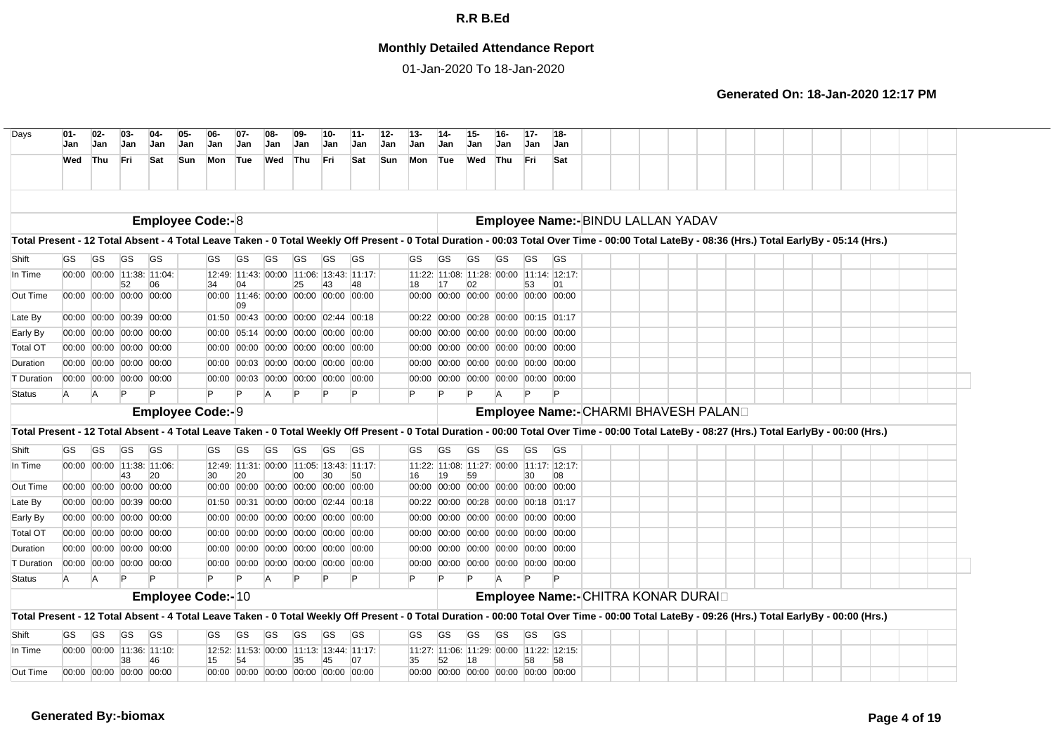# R.R B.Ed

## Monthly Detailed Attendance Report

01-Jan-2020 To 18-Jan-2020

**Generated On: 18-Jan-2020 12:17 PM**

| Days | 01-Jan | 02-Jan | 03-Jan | 04-Jan | 05-Jan | 06-Jan | 07-Jan | 08-Jan | 09-Jan | 10-Jan | 11-Jan | 12-Jan | 13-Jan | 14-Jan | 15-Jan | 16-Jan | 17-Jan | 18-Jan |
|---|---|---|---|---|---|---|---|---|---|---|---|---|---|---|---|---|---|---|
| | Wed | Thu | Fri | Sat | Sun | Mon | Tue | Wed | Thu | Fri | Sat | Sun | Mon | Tue | Wed | Thu | Fri | Sat |

**Employee Code:-** 8 **Employee Name:-** BINDU LALLAN YADAV

**Total Present - 12 Total Absent - 4 Total Leave Taken - 0 Total Weekly Off Present - 0 Total Duration - 00:03 Total Over Time - 00:00 Total LateBy - 08:36 (Hrs.) Total EarlyBy - 05:14 (Hrs.)**

| | 01-Jan | 02-Jan | 03-Jan | 04-Jan | 05-Jan | 06-Jan | 07-Jan | 08-Jan | 09-Jan | 10-Jan | 11-Jan | 12-Jan | 13-Jan | 14-Jan | 15-Jan | 16-Jan | 17-Jan | 18-Jan |
|---|---|---|---|---|---|---|---|---|---|---|---|---|---|---|---|---|---|---|
| Shift | GS | GS | GS | GS | | GS | GS | GS | GS | GS | GS | | GS | GS | GS | GS | GS | GS |
| In Time | 00:00 | 00:00 | 11:38:52 | 11:04:06 | | 12:49:34 | 11:43:04 | 00:00 | 11:06:25 | 13:43:43 | 11:17:48 | | 11:22:18 | 11:08:17 | 11:28:02 | 00:00 | 11:14:53 | 12:17:01 |
| Out Time | 00:00 | 00:00 | 00:00 | 00:00 | | 00:00 | 11:46:09 | 00:00 | 00:00 | 00:00 | 00:00 | | 00:00 | 00:00 | 00:00 | 00:00 | 00:00 | 00:00 |
| Late By | 00:00 | 00:00 | 00:39 | 00:00 | | 01:50 | 00:43 | 00:00 | 00:00 | 02:44 | 00:18 | | 00:22 | 00:00 | 00:28 | 00:00 | 00:15 | 01:17 |
| Early By | 00:00 | 00:00 | 00:00 | 00:00 | | 00:00 | 05:14 | 00:00 | 00:00 | 00:00 | 00:00 | | 00:00 | 00:00 | 00:00 | 00:00 | 00:00 | 00:00 |
| Total OT | 00:00 | 00:00 | 00:00 | 00:00 | | 00:00 | 00:00 | 00:00 | 00:00 | 00:00 | 00:00 | | 00:00 | 00:00 | 00:00 | 00:00 | 00:00 | 00:00 |
| Duration | 00:00 | 00:00 | 00:00 | 00:00 | | 00:00 | 00:03 | 00:00 | 00:00 | 00:00 | 00:00 | | 00:00 | 00:00 | 00:00 | 00:00 | 00:00 | 00:00 |
| T Duration | 00:00 | 00:00 | 00:00 | 00:00 | | 00:00 | 00:03 | 00:00 | 00:00 | 00:00 | 00:00 | | 00:00 | 00:00 | 00:00 | 00:00 | 00:00 | 00:00 |
| Status | A | A | P | P | | P | P | A | P | P | P | | P | P | P | A | P | P |

**Employee Code:-** 9 **Employee Name:-** CHARMI BHAVESH PALAN

**Total Present - 12 Total Absent - 4 Total Leave Taken - 0 Total Weekly Off Present - 0 Total Duration - 00:00 Total Over Time - 00:00 Total LateBy - 08:27 (Hrs.) Total EarlyBy - 00:00 (Hrs.)**

| | 01-Jan | 02-Jan | 03-Jan | 04-Jan | 05-Jan | 06-Jan | 07-Jan | 08-Jan | 09-Jan | 10-Jan | 11-Jan | 12-Jan | 13-Jan | 14-Jan | 15-Jan | 16-Jan | 17-Jan | 18-Jan |
|---|---|---|---|---|---|---|---|---|---|---|---|---|---|---|---|---|---|---|
| Shift | GS | GS | GS | GS | | GS | GS | GS | GS | GS | GS | | GS | GS | GS | GS | GS | GS |
| In Time | 00:00 | 00:00 | 11:38:43 | 11:06:20 | | 12:49:30 | 11:31:20 | 00:00 | 11:05:00 | 13:43:30 | 11:17:50 | | 11:22:16 | 11:08:19 | 11:27:59 | 00:00 | 11:17:30 | 12:17:08 |
| Out Time | 00:00 | 00:00 | 00:00 | 00:00 | | 00:00 | 00:00 | 00:00 | 00:00 | 00:00 | 00:00 | | 00:00 | 00:00 | 00:00 | 00:00 | 00:00 | 00:00 |
| Late By | 00:00 | 00:00 | 00:39 | 00:00 | | 01:50 | 00:31 | 00:00 | 00:00 | 02:44 | 00:18 | | 00:22 | 00:00 | 00:28 | 00:00 | 00:18 | 01:17 |
| Early By | 00:00 | 00:00 | 00:00 | 00:00 | | 00:00 | 00:00 | 00:00 | 00:00 | 00:00 | 00:00 | | 00:00 | 00:00 | 00:00 | 00:00 | 00:00 | 00:00 |
| Total OT | 00:00 | 00:00 | 00:00 | 00:00 | | 00:00 | 00:00 | 00:00 | 00:00 | 00:00 | 00:00 | | 00:00 | 00:00 | 00:00 | 00:00 | 00:00 | 00:00 |
| Duration | 00:00 | 00:00 | 00:00 | 00:00 | | 00:00 | 00:00 | 00:00 | 00:00 | 00:00 | 00:00 | | 00:00 | 00:00 | 00:00 | 00:00 | 00:00 | 00:00 |
| T Duration | 00:00 | 00:00 | 00:00 | 00:00 | | 00:00 | 00:00 | 00:00 | 00:00 | 00:00 | 00:00 | | 00:00 | 00:00 | 00:00 | 00:00 | 00:00 | 00:00 |
| Status | A | A | P | P | | P | P | A | P | P | P | | P | P | P | A | P | P |

**Employee Code:-** 10 **Employee Name:-** CHITRA KONAR DURAI

**Total Present - 12 Total Absent - 4 Total Leave Taken - 0 Total Weekly Off Present - 0 Total Duration - 00:00 Total Over Time - 00:00 Total LateBy - 09:26 (Hrs.) Total EarlyBy - 00:00 (Hrs.)**

| | 01-Jan | 02-Jan | 03-Jan | 04-Jan | 05-Jan | 06-Jan | 07-Jan | 08-Jan | 09-Jan | 10-Jan | 11-Jan | 12-Jan | 13-Jan | 14-Jan | 15-Jan | 16-Jan | 17-Jan | 18-Jan |
|---|---|---|---|---|---|---|---|---|---|---|---|---|---|---|---|---|---|---|
| Shift | GS | GS | GS | GS | | GS | GS | GS | GS | GS | GS | | GS | GS | GS | GS | GS | GS |
| In Time | 00:00 | 00:00 | 11:36:38 | 11:10:46 | | 12:52:15 | 11:53:54 | 00:00 | 11:13:35 | 13:44:45 | 11:17:07 | | 11:27:35 | 11:06:52 | 11:29:18 | 00:00 | 11:22:58 | 12:15:58 |
| Out Time | 00:00 | 00:00 | 00:00 | 00:00 | | 00:00 | 00:00 | 00:00 | 00:00 | 00:00 | 00:00 | | 00:00 | 00:00 | 00:00 | 00:00 | 00:00 | 00:00 |

**Generated By:-biomax**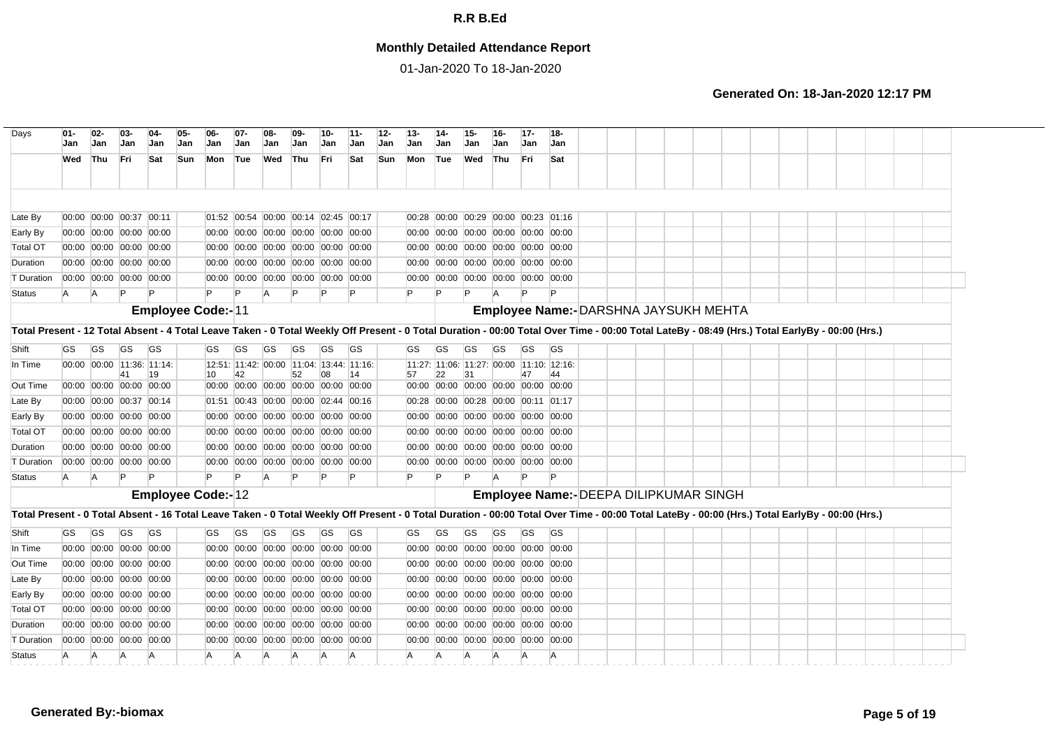# R.R B.Ed

## Monthly Detailed Attendance Report

01-Jan-2020 To 18-Jan-2020

**Generated On: 18-Jan-2020 12:17 PM**

| Days | 01-Jan | 02-Jan | 03-Jan | 04-Jan | 05-Jan | 06-Jan | 07-Jan | 08-Jan | 09-Jan | 10-Jan | 11-Jan | 12-Jan | 13-Jan | 14-Jan | 15-Jan | 16-Jan | 17-Jan | 18-Jan |
|---|---|---|---|---|---|---|---|---|---|---|---|---|---|---|---|---|---|---|
| | Wed | Thu | Fri | Sat | Sun | Mon | Tue | Wed | Thu | Fri | Sat | Sun | Mon | Tue | Wed | Thu | Fri | Sat |
| Late By | 00:00 | 00:00 | 00:37 | 00:11 | | 01:52 | 00:54 | 00:00 | 00:14 | 02:45 | 00:17 | | 00:28 | 00:00 | 00:29 | 00:00 | 00:23 | 01:16 |
| Early By | 00:00 | 00:00 | 00:00 | 00:00 | | 00:00 | 00:00 | 00:00 | 00:00 | 00:00 | 00:00 | | 00:00 | 00:00 | 00:00 | 00:00 | 00:00 | 00:00 |
| Total OT | 00:00 | 00:00 | 00:00 | 00:00 | | 00:00 | 00:00 | 00:00 | 00:00 | 00:00 | 00:00 | | 00:00 | 00:00 | 00:00 | 00:00 | 00:00 | 00:00 |
| Duration | 00:00 | 00:00 | 00:00 | 00:00 | | 00:00 | 00:00 | 00:00 | 00:00 | 00:00 | 00:00 | | 00:00 | 00:00 | 00:00 | 00:00 | 00:00 | 00:00 |
| T Duration | 00:00 | 00:00 | 00:00 | 00:00 | | 00:00 | 00:00 | 00:00 | 00:00 | 00:00 | 00:00 | | 00:00 | 00:00 | 00:00 | 00:00 | 00:00 | 00:00 |
| Status | A | A | P | P | | P | P | A | P | P | P | | P | P | P | A | P | P |

**Employee Code:-** 11 **Employee Name:-** DARSHNA JAYSUKH MEHTA

**Total Present - 12 Total Absent - 4 Total Leave Taken - 0 Total Weekly Off Present - 0 Total Duration - 00:00 Total Over Time - 00:00 Total LateBy - 08:49 (Hrs.) Total EarlyBy - 00:00 (Hrs.)**

| Shift | GS | GS | GS | GS | | GS | GS | GS | GS | GS | GS | | GS | GS | GS | GS | GS | GS |
|---|---|---|---|---|---|---|---|---|---|---|---|---|---|---|---|---|---|---|
| In Time | 00:00 | 00:00 | 11:36:41 | 11:14:19 | | 12:51:10 | 11:42:42 | 00:00 | 11:04:52 | 13:44:08 | 11:16:14 | | 11:27:57 | 11:06:22 | 11:27:31 | 00:00 | 11:10:47 | 12:16:44 |
| Out Time | 00:00 | 00:00 | 00:00 | 00:00 | | 00:00 | 00:00 | 00:00 | 00:00 | 00:00 | 00:00 | | 00:00 | 00:00 | 00:00 | 00:00 | 00:00 | 00:00 |
| Late By | 00:00 | 00:00 | 00:37 | 00:14 | | 01:51 | 00:43 | 00:00 | 00:00 | 02:44 | 00:16 | | 00:28 | 00:00 | 00:28 | 00:00 | 00:11 | 01:17 |
| Early By | 00:00 | 00:00 | 00:00 | 00:00 | | 00:00 | 00:00 | 00:00 | 00:00 | 00:00 | 00:00 | | 00:00 | 00:00 | 00:00 | 00:00 | 00:00 | 00:00 |
| Total OT | 00:00 | 00:00 | 00:00 | 00:00 | | 00:00 | 00:00 | 00:00 | 00:00 | 00:00 | 00:00 | | 00:00 | 00:00 | 00:00 | 00:00 | 00:00 | 00:00 |
| Duration | 00:00 | 00:00 | 00:00 | 00:00 | | 00:00 | 00:00 | 00:00 | 00:00 | 00:00 | 00:00 | | 00:00 | 00:00 | 00:00 | 00:00 | 00:00 | 00:00 |
| T Duration | 00:00 | 00:00 | 00:00 | 00:00 | | 00:00 | 00:00 | 00:00 | 00:00 | 00:00 | 00:00 | | 00:00 | 00:00 | 00:00 | 00:00 | 00:00 | 00:00 |
| Status | A | A | P | P | | P | P | A | P | P | P | | P | P | P | A | P | P |

**Employee Code:-** 12 **Employee Name:-** DEEPA DILIPKUMAR SINGH

**Total Present - 0 Total Absent - 16 Total Leave Taken - 0 Total Weekly Off Present - 0 Total Duration - 00:00 Total Over Time - 00:00 Total LateBy - 00:00 (Hrs.) Total EarlyBy - 00:00 (Hrs.)**

| Shift | GS | GS | GS | GS | | GS | GS | GS | GS | GS | GS | | GS | GS | GS | GS | GS | GS |
|---|---|---|---|---|---|---|---|---|---|---|---|---|---|---|---|---|---|---|
| In Time | 00:00 | 00:00 | 00:00 | 00:00 | | 00:00 | 00:00 | 00:00 | 00:00 | 00:00 | 00:00 | | 00:00 | 00:00 | 00:00 | 00:00 | 00:00 | 00:00 |
| Out Time | 00:00 | 00:00 | 00:00 | 00:00 | | 00:00 | 00:00 | 00:00 | 00:00 | 00:00 | 00:00 | | 00:00 | 00:00 | 00:00 | 00:00 | 00:00 | 00:00 |
| Late By | 00:00 | 00:00 | 00:00 | 00:00 | | 00:00 | 00:00 | 00:00 | 00:00 | 00:00 | 00:00 | | 00:00 | 00:00 | 00:00 | 00:00 | 00:00 | 00:00 |
| Early By | 00:00 | 00:00 | 00:00 | 00:00 | | 00:00 | 00:00 | 00:00 | 00:00 | 00:00 | 00:00 | | 00:00 | 00:00 | 00:00 | 00:00 | 00:00 | 00:00 |
| Total OT | 00:00 | 00:00 | 00:00 | 00:00 | | 00:00 | 00:00 | 00:00 | 00:00 | 00:00 | 00:00 | | 00:00 | 00:00 | 00:00 | 00:00 | 00:00 | 00:00 |
| Duration | 00:00 | 00:00 | 00:00 | 00:00 | | 00:00 | 00:00 | 00:00 | 00:00 | 00:00 | 00:00 | | 00:00 | 00:00 | 00:00 | 00:00 | 00:00 | 00:00 |
| T Duration | 00:00 | 00:00 | 00:00 | 00:00 | | 00:00 | 00:00 | 00:00 | 00:00 | 00:00 | 00:00 | | 00:00 | 00:00 | 00:00 | 00:00 | 00:00 | 00:00 |
| Status | A | A | A | A | | A | A | A | A | A | A | | A | A | A | A | A | A |

**Generated By:-biomax**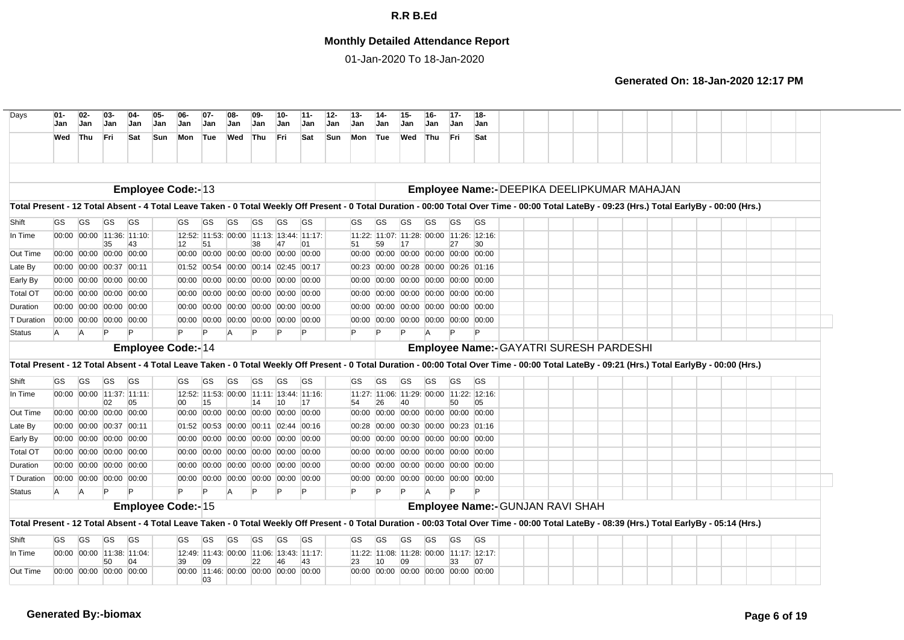# R.R B.Ed

## Monthly Detailed Attendance Report

01-Jan-2020 To 18-Jan-2020

**Generated On: 18-Jan-2020 12:17 PM**

| Days | 01-Jan | 02-Jan | 03-Jan | 04-Jan | 05-Jan | 06-Jan | 07-Jan | 08-Jan | 09-Jan | 10-Jan | 11-Jan | 12-Jan | 13-Jan | 14-Jan | 15-Jan | 16-Jan | 17-Jan | 18-Jan |
|---|---|---|---|---|---|---|---|---|---|---|---|---|---|---|---|---|---|---|
| | Wed | Thu | Fri | Sat | Sun | Mon | Tue | Wed | Thu | Fri | Sat | Sun | Mon | Tue | Wed | Thu | Fri | Sat |

**Employee Code:-** 13 **Employee Name:-** DEEPIKA DEELIPKUMAR MAHAJAN

**Total Present - 12 Total Absent - 4 Total Leave Taken - 0 Total Weekly Off Present - 0 Total Duration - 00:00 Total Over Time - 00:00 Total LateBy - 09:23 (Hrs.) Total EarlyBy - 00:00 (Hrs.)**

| | 01 | 02 | 03 | 04 | 05 | 06 | 07 | 08 | 09 | 10 | 11 | 12 | 13 | 14 | 15 | 16 | 17 | 18 |
|---|---|---|---|---|---|---|---|---|---|---|---|---|---|---|---|---|---|---|
| Shift | GS | GS | GS | GS | | GS | GS | GS | GS | GS | GS | | GS | GS | GS | GS | GS | GS |
| In Time | 00:00 | 00:00 | 11:36:35 | 11:10:43 | | 12:52:12 | 11:53:51 | 00:00 | 11:13:38 | 13:44:47 | 11:17:01 | | 11:22:51 | 11:07:59 | 11:28:17 | 00:00 | 11:26:27 | 12:16:30 |
| Out Time | 00:00 | 00:00 | 00:00 | 00:00 | | 00:00 | 00:00 | 00:00 | 00:00 | 00:00 | 00:00 | | 00:00 | 00:00 | 00:00 | 00:00 | 00:00 | 00:00 |
| Late By | 00:00 | 00:00 | 00:37 | 00:11 | | 01:52 | 00:54 | 00:00 | 00:14 | 02:45 | 00:17 | | 00:23 | 00:00 | 00:28 | 00:00 | 00:26 | 01:16 |
| Early By | 00:00 | 00:00 | 00:00 | 00:00 | | 00:00 | 00:00 | 00:00 | 00:00 | 00:00 | 00:00 | | 00:00 | 00:00 | 00:00 | 00:00 | 00:00 | 00:00 |
| Total OT | 00:00 | 00:00 | 00:00 | 00:00 | | 00:00 | 00:00 | 00:00 | 00:00 | 00:00 | 00:00 | | 00:00 | 00:00 | 00:00 | 00:00 | 00:00 | 00:00 |
| Duration | 00:00 | 00:00 | 00:00 | 00:00 | | 00:00 | 00:00 | 00:00 | 00:00 | 00:00 | 00:00 | | 00:00 | 00:00 | 00:00 | 00:00 | 00:00 | 00:00 |
| T Duration | 00:00 | 00:00 | 00:00 | 00:00 | | 00:00 | 00:00 | 00:00 | 00:00 | 00:00 | 00:00 | | 00:00 | 00:00 | 00:00 | 00:00 | 00:00 | 00:00 |
| Status | A | A | P | P | | P | P | A | P | P | P | | P | P | P | A | P | P |

**Employee Code:-** 14 **Employee Name:-** GAYATRI SURESH PARDESHI

**Total Present - 12 Total Absent - 4 Total Leave Taken - 0 Total Weekly Off Present - 0 Total Duration - 00:00 Total Over Time - 00:00 Total LateBy - 09:21 (Hrs.) Total EarlyBy - 00:00 (Hrs.)**

| | 01 | 02 | 03 | 04 | 05 | 06 | 07 | 08 | 09 | 10 | 11 | 12 | 13 | 14 | 15 | 16 | 17 | 18 |
|---|---|---|---|---|---|---|---|---|---|---|---|---|---|---|---|---|---|---|
| Shift | GS | GS | GS | GS | | GS | GS | GS | GS | GS | GS | | GS | GS | GS | GS | GS | GS |
| In Time | 00:00 | 00:00 | 11:37:02 | 11:11:05 | | 12:52:00 | 11:53:15 | 00:00 | 11:11:14 | 13:44:10 | 11:16:17 | | 11:27:54 | 11:06:26 | 11:29:40 | 00:00 | 11:22:50 | 12:16:05 |
| Out Time | 00:00 | 00:00 | 00:00 | 00:00 | | 00:00 | 00:00 | 00:00 | 00:00 | 00:00 | 00:00 | | 00:00 | 00:00 | 00:00 | 00:00 | 00:00 | 00:00 |
| Late By | 00:00 | 00:00 | 00:37 | 00:11 | | 01:52 | 00:53 | 00:00 | 00:11 | 02:44 | 00:16 | | 00:28 | 00:00 | 00:30 | 00:00 | 00:23 | 01:16 |
| Early By | 00:00 | 00:00 | 00:00 | 00:00 | | 00:00 | 00:00 | 00:00 | 00:00 | 00:00 | 00:00 | | 00:00 | 00:00 | 00:00 | 00:00 | 00:00 | 00:00 |
| Total OT | 00:00 | 00:00 | 00:00 | 00:00 | | 00:00 | 00:00 | 00:00 | 00:00 | 00:00 | 00:00 | | 00:00 | 00:00 | 00:00 | 00:00 | 00:00 | 00:00 |
| Duration | 00:00 | 00:00 | 00:00 | 00:00 | | 00:00 | 00:00 | 00:00 | 00:00 | 00:00 | 00:00 | | 00:00 | 00:00 | 00:00 | 00:00 | 00:00 | 00:00 |
| T Duration | 00:00 | 00:00 | 00:00 | 00:00 | | 00:00 | 00:00 | 00:00 | 00:00 | 00:00 | 00:00 | | 00:00 | 00:00 | 00:00 | 00:00 | 00:00 | 00:00 |
| Status | A | A | P | P | | P | P | A | P | P | P | | P | P | P | A | P | P |

**Employee Code:-** 15 **Employee Name:-** GUNJAN RAVI SHAH

**Total Present - 12 Total Absent - 4 Total Leave Taken - 0 Total Weekly Off Present - 0 Total Duration - 00:03 Total Over Time - 00:00 Total LateBy - 08:39 (Hrs.) Total EarlyBy - 05:14 (Hrs.)**

| | 01 | 02 | 03 | 04 | 05 | 06 | 07 | 08 | 09 | 10 | 11 | 12 | 13 | 14 | 15 | 16 | 17 | 18 |
|---|---|---|---|---|---|---|---|---|---|---|---|---|---|---|---|---|---|---|
| Shift | GS | GS | GS | GS | | GS | GS | GS | GS | GS | GS | | GS | GS | GS | GS | GS | GS |
| In Time | 00:00 | 00:00 | 11:38:50 | 11:04:04 | | 12:49:39 | 11:43:09 | 00:00 | 11:06:22 | 13:43:46 | 11:17:43 | | 11:22:23 | 11:08:10 | 11:28:09 | 00:00 | 11:17:33 | 12:17:07 |
| Out Time | 00:00 | 00:00 | 00:00 | 00:00 | | 00:00 | 11:46:03 | 00:00 | 00:00 | 00:00 | 00:00 | | 00:00 | 00:00 | 00:00 | 00:00 | 00:00 | 00:00 |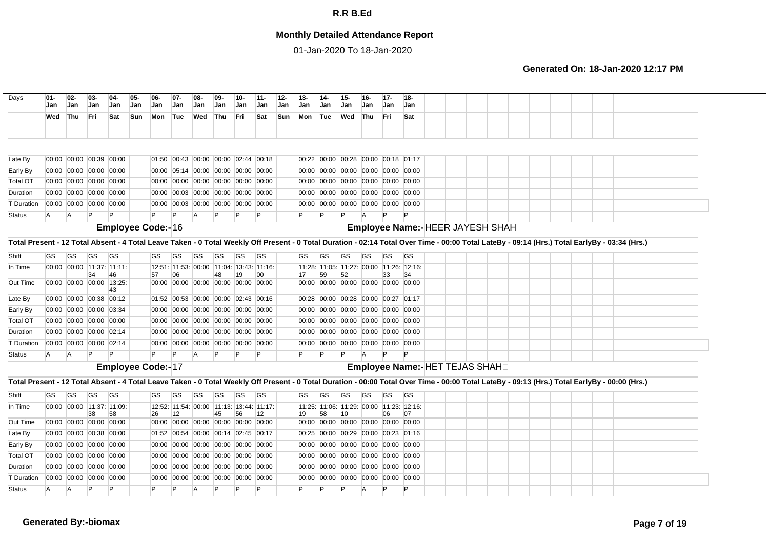# R.R B.Ed

## Monthly Detailed Attendance Report

01-Jan-2020 To 18-Jan-2020

**Generated On: 18-Jan-2020 12:17 PM**

| Days | 01-Jan | 02-Jan | 03-Jan | 04-Jan | 05-Jan | 06-Jan | 07-Jan | 08-Jan | 09-Jan | 10-Jan | 11-Jan | 12-Jan | 13-Jan | 14-Jan | 15-Jan | 16-Jan | 17-Jan | 18-Jan |
|---|---|---|---|---|---|---|---|---|---|---|---|---|---|---|---|---|---|---|
| | Wed | Thu | Fri | Sat | Sun | Mon | Tue | Wed | Thu | Fri | Sat | Sun | Mon | Tue | Wed | Thu | Fri | Sat |
| Late By | 00:00 | 00:00 | 00:39 | 00:00 | | 01:50 | 00:43 | 00:00 | 00:00 | 02:44 | 00:18 | | 00:22 | 00:00 | 00:28 | 00:00 | 00:18 | 01:17 |
| Early By | 00:00 | 00:00 | 00:00 | 00:00 | | 00:00 | 05:14 | 00:00 | 00:00 | 00:00 | 00:00 | | 00:00 | 00:00 | 00:00 | 00:00 | 00:00 | 00:00 |
| Total OT | 00:00 | 00:00 | 00:00 | 00:00 | | 00:00 | 00:00 | 00:00 | 00:00 | 00:00 | 00:00 | | 00:00 | 00:00 | 00:00 | 00:00 | 00:00 | 00:00 |
| Duration | 00:00 | 00:00 | 00:00 | 00:00 | | 00:00 | 00:03 | 00:00 | 00:00 | 00:00 | 00:00 | | 00:00 | 00:00 | 00:00 | 00:00 | 00:00 | 00:00 |
| T Duration | 00:00 | 00:00 | 00:00 | 00:00 | | 00:00 | 00:03 | 00:00 | 00:00 | 00:00 | 00:00 | | 00:00 | 00:00 | 00:00 | 00:00 | 00:00 | 00:00 |
| Status | A | A | P | P | | P | P | A | P | P | P | | P | P | P | A | P | P |

**Employee Code:- 16** **Employee Name:- HEER JAYESH SHAH**

**Total Present - 12 Total Absent - 4 Total Leave Taken - 0 Total Weekly Off Present - 0 Total Duration - 02:14 Total Over Time - 00:00 Total LateBy - 09:14 (Hrs.) Total EarlyBy - 03:34 (Hrs.)**

| Days | 01-Jan | 02-Jan | 03-Jan | 04-Jan | 05-Jan | 06-Jan | 07-Jan | 08-Jan | 09-Jan | 10-Jan | 11-Jan | 12-Jan | 13-Jan | 14-Jan | 15-Jan | 16-Jan | 17-Jan | 18-Jan |
|---|---|---|---|---|---|---|---|---|---|---|---|---|---|---|---|---|---|---|
| Shift | GS | GS | GS | GS | | GS | GS | GS | GS | GS | GS | | GS | GS | GS | GS | GS | GS |
| In Time | 00:00 | 00:00 | 11:37:34 | 11:11:46 | | 12:51:57 | 11:53:06 | 00:00 | 11:04:48 | 13:43:19 | 11:16:00 | | 11:28:17 | 11:05:59 | 11:27:52 | 00:00 | 11:26:33 | 12:16:34 |
| Out Time | 00:00 | 00:00 | 00:00 | 13:25:43 | | 00:00 | 00:00 | 00:00 | 00:00 | 00:00 | 00:00 | | 00:00 | 00:00 | 00:00 | 00:00 | 00:00 | 00:00 |
| Late By | 00:00 | 00:00 | 00:38 | 00:12 | | 01:52 | 00:53 | 00:00 | 00:00 | 02:43 | 00:16 | | 00:28 | 00:00 | 00:28 | 00:00 | 00:27 | 01:17 |
| Early By | 00:00 | 00:00 | 00:00 | 03:34 | | 00:00 | 00:00 | 00:00 | 00:00 | 00:00 | 00:00 | | 00:00 | 00:00 | 00:00 | 00:00 | 00:00 | 00:00 |
| Total OT | 00:00 | 00:00 | 00:00 | 00:00 | | 00:00 | 00:00 | 00:00 | 00:00 | 00:00 | 00:00 | | 00:00 | 00:00 | 00:00 | 00:00 | 00:00 | 00:00 |
| Duration | 00:00 | 00:00 | 00:00 | 02:14 | | 00:00 | 00:00 | 00:00 | 00:00 | 00:00 | 00:00 | | 00:00 | 00:00 | 00:00 | 00:00 | 00:00 | 00:00 |
| T Duration | 00:00 | 00:00 | 00:00 | 02:14 | | 00:00 | 00:00 | 00:00 | 00:00 | 00:00 | 00:00 | | 00:00 | 00:00 | 00:00 | 00:00 | 00:00 | 00:00 |
| Status | A | A | P | P | | P | P | A | P | P | P | | P | P | P | A | P | P |

**Employee Code:- 17** **Employee Name:- HET TEJAS SHAH**

**Total Present - 12 Total Absent - 4 Total Leave Taken - 0 Total Weekly Off Present - 0 Total Duration - 00:00 Total Over Time - 00:00 Total LateBy - 09:13 (Hrs.) Total EarlyBy - 00:00 (Hrs.)**

| Days | 01-Jan | 02-Jan | 03-Jan | 04-Jan | 05-Jan | 06-Jan | 07-Jan | 08-Jan | 09-Jan | 10-Jan | 11-Jan | 12-Jan | 13-Jan | 14-Jan | 15-Jan | 16-Jan | 17-Jan | 18-Jan |
|---|---|---|---|---|---|---|---|---|---|---|---|---|---|---|---|---|---|---|
| Shift | GS | GS | GS | GS | | GS | GS | GS | GS | GS | GS | | GS | GS | GS | GS | GS | GS |
| In Time | 00:00 | 00:00 | 11:37:38 | 11:09:58 | | 12:52:26 | 11:54:12 | 00:00 | 11:13:45 | 13:44:56 | 11:17:12 | | 11:25:19 | 11:06:58 | 11:29:10 | 00:00 | 11:23:06 | 12:16:07 |
| Out Time | 00:00 | 00:00 | 00:00 | 00:00 | | 00:00 | 00:00 | 00:00 | 00:00 | 00:00 | 00:00 | | 00:00 | 00:00 | 00:00 | 00:00 | 00:00 | 00:00 |
| Late By | 00:00 | 00:00 | 00:38 | 00:00 | | 01:52 | 00:54 | 00:00 | 00:14 | 02:45 | 00:17 | | 00:25 | 00:00 | 00:29 | 00:00 | 00:23 | 01:16 |
| Early By | 00:00 | 00:00 | 00:00 | 00:00 | | 00:00 | 00:00 | 00:00 | 00:00 | 00:00 | 00:00 | | 00:00 | 00:00 | 00:00 | 00:00 | 00:00 | 00:00 |
| Total OT | 00:00 | 00:00 | 00:00 | 00:00 | | 00:00 | 00:00 | 00:00 | 00:00 | 00:00 | 00:00 | | 00:00 | 00:00 | 00:00 | 00:00 | 00:00 | 00:00 |
| Duration | 00:00 | 00:00 | 00:00 | 00:00 | | 00:00 | 00:00 | 00:00 | 00:00 | 00:00 | 00:00 | | 00:00 | 00:00 | 00:00 | 00:00 | 00:00 | 00:00 |
| T Duration | 00:00 | 00:00 | 00:00 | 00:00 | | 00:00 | 00:00 | 00:00 | 00:00 | 00:00 | 00:00 | | 00:00 | 00:00 | 00:00 | 00:00 | 00:00 | 00:00 |
| Status | A | A | P | P | | P | P | A | P | P | P | | P | P | P | A | P | P |

**Generated By:-biomax**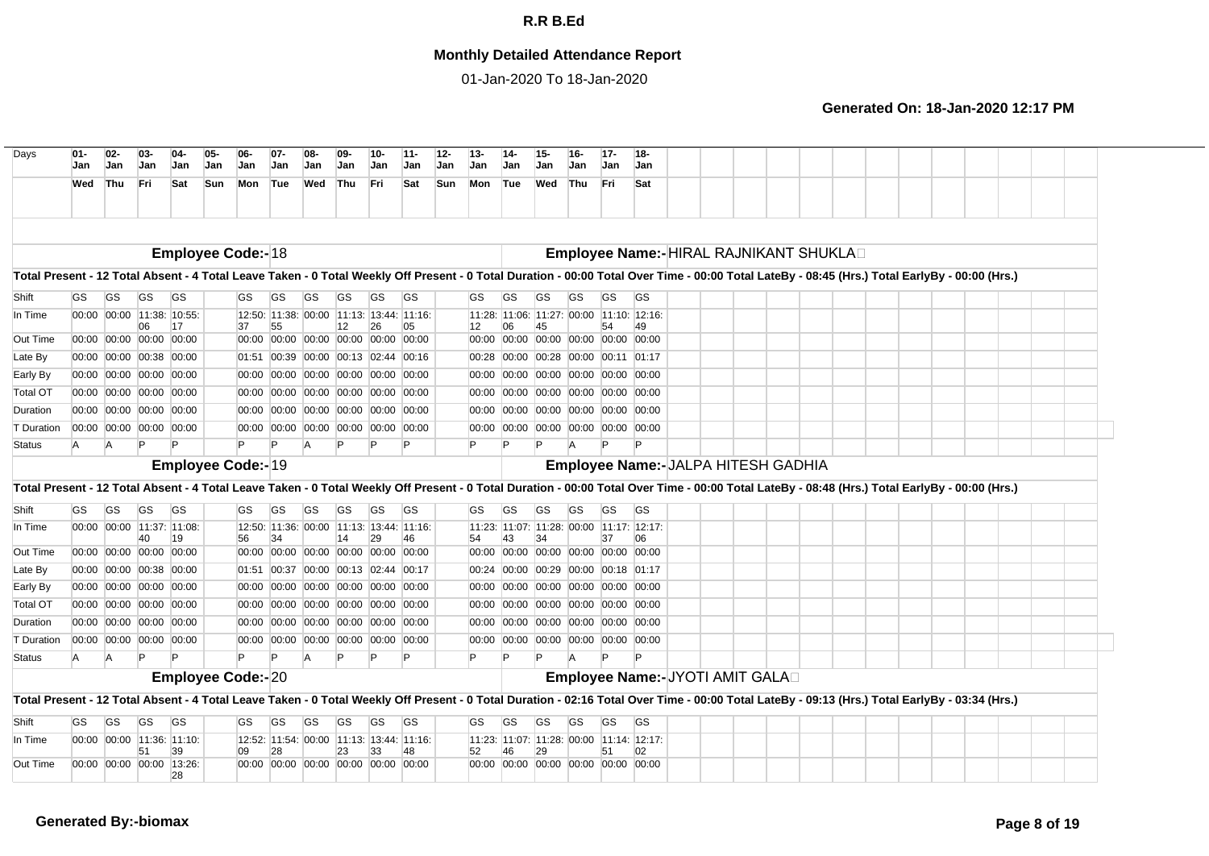# R.R B.Ed

## Monthly Detailed Attendance Report

01-Jan-2020 To 18-Jan-2020

**Generated On: 18-Jan-2020 12:17 PM**

| Days | 01-Jan | 02-Jan | 03-Jan | 04-Jan | 05-Jan | 06-Jan | 07-Jan | 08-Jan | 09-Jan | 10-Jan | 11-Jan | 12-Jan | 13-Jan | 14-Jan | 15-Jan | 16-Jan | 17-Jan | 18-Jan |
|---|---|---|---|---|---|---|---|---|---|---|---|---|---|---|---|---|---|---|
| | Wed | Thu | Fri | Sat | Sun | Mon | Tue | Wed | Thu | Fri | Sat | Sun | Mon | Tue | Wed | Thu | Fri | Sat |

**Employee Code:- 18** — **Employee Name:- HIRAL RAJNIKANT SHUKLA**

**Total Present - 12 Total Absent - 4 Total Leave Taken - 0 Total Weekly Off Present - 0 Total Duration - 00:00 Total Over Time - 00:00 Total LateBy - 08:45 (Hrs.) Total EarlyBy - 00:00 (Hrs.)**

| | 01-Jan | 02-Jan | 03-Jan | 04-Jan | 05-Jan | 06-Jan | 07-Jan | 08-Jan | 09-Jan | 10-Jan | 11-Jan | 12-Jan | 13-Jan | 14-Jan | 15-Jan | 16-Jan | 17-Jan | 18-Jan |
|---|---|---|---|---|---|---|---|---|---|---|---|---|---|---|---|---|---|---|
| Shift | GS | GS | GS | GS | | GS | GS | GS | GS | GS | GS | | GS | GS | GS | GS | GS | GS |
| In Time | 00:00 | 00:00 | 11:38:06 | 10:55:17 | | 12:50:37 | 11:38:55 | 00:00 | 11:13:12 | 13:44:26 | 11:16:05 | | 11:28:12 | 11:06:06 | 11:27:45 | 00:00 | 11:10:54 | 12:16:49 |
| Out Time | 00:00 | 00:00 | 00:00 | 00:00 | | 00:00 | 00:00 | 00:00 | 00:00 | 00:00 | 00:00 | | 00:00 | 00:00 | 00:00 | 00:00 | 00:00 | 00:00 |
| Late By | 00:00 | 00:00 | 00:38 | 00:00 | | 01:51 | 00:39 | 00:00 | 00:13 | 02:44 | 00:16 | | 00:28 | 00:00 | 00:28 | 00:00 | 00:11 | 01:17 |
| Early By | 00:00 | 00:00 | 00:00 | 00:00 | | 00:00 | 00:00 | 00:00 | 00:00 | 00:00 | 00:00 | | 00:00 | 00:00 | 00:00 | 00:00 | 00:00 | 00:00 |
| Total OT | 00:00 | 00:00 | 00:00 | 00:00 | | 00:00 | 00:00 | 00:00 | 00:00 | 00:00 | 00:00 | | 00:00 | 00:00 | 00:00 | 00:00 | 00:00 | 00:00 |
| Duration | 00:00 | 00:00 | 00:00 | 00:00 | | 00:00 | 00:00 | 00:00 | 00:00 | 00:00 | 00:00 | | 00:00 | 00:00 | 00:00 | 00:00 | 00:00 | 00:00 |
| T Duration | 00:00 | 00:00 | 00:00 | 00:00 | | 00:00 | 00:00 | 00:00 | 00:00 | 00:00 | 00:00 | | 00:00 | 00:00 | 00:00 | 00:00 | 00:00 | 00:00 |
| Status | A | A | P | P | | P | P | A | P | P | P | | P | P | P | A | P | P |

**Employee Code:- 19** — **Employee Name:- JALPA HITESH GADHIA**

**Total Present - 12 Total Absent - 4 Total Leave Taken - 0 Total Weekly Off Present - 0 Total Duration - 00:00 Total Over Time - 00:00 Total LateBy - 08:48 (Hrs.) Total EarlyBy - 00:00 (Hrs.)**

| | 01-Jan | 02-Jan | 03-Jan | 04-Jan | 05-Jan | 06-Jan | 07-Jan | 08-Jan | 09-Jan | 10-Jan | 11-Jan | 12-Jan | 13-Jan | 14-Jan | 15-Jan | 16-Jan | 17-Jan | 18-Jan |
|---|---|---|---|---|---|---|---|---|---|---|---|---|---|---|---|---|---|---|
| Shift | GS | GS | GS | GS | | GS | GS | GS | GS | GS | GS | | GS | GS | GS | GS | GS | GS |
| In Time | 00:00 | 00:00 | 11:37:40 | 11:08:19 | | 12:50:56 | 11:36:34 | 00:00 | 11:13:14 | 13:44:29 | 11:16:46 | | 11:23:54 | 11:07:43 | 11:28:34 | 00:00 | 11:17:37 | 12:17:06 |
| Out Time | 00:00 | 00:00 | 00:00 | 00:00 | | 00:00 | 00:00 | 00:00 | 00:00 | 00:00 | 00:00 | | 00:00 | 00:00 | 00:00 | 00:00 | 00:00 | 00:00 |
| Late By | 00:00 | 00:00 | 00:38 | 00:00 | | 01:51 | 00:37 | 00:00 | 00:13 | 02:44 | 00:17 | | 00:24 | 00:00 | 00:29 | 00:00 | 00:18 | 01:17 |
| Early By | 00:00 | 00:00 | 00:00 | 00:00 | | 00:00 | 00:00 | 00:00 | 00:00 | 00:00 | 00:00 | | 00:00 | 00:00 | 00:00 | 00:00 | 00:00 | 00:00 |
| Total OT | 00:00 | 00:00 | 00:00 | 00:00 | | 00:00 | 00:00 | 00:00 | 00:00 | 00:00 | 00:00 | | 00:00 | 00:00 | 00:00 | 00:00 | 00:00 | 00:00 |
| Duration | 00:00 | 00:00 | 00:00 | 00:00 | | 00:00 | 00:00 | 00:00 | 00:00 | 00:00 | 00:00 | | 00:00 | 00:00 | 00:00 | 00:00 | 00:00 | 00:00 |
| T Duration | 00:00 | 00:00 | 00:00 | 00:00 | | 00:00 | 00:00 | 00:00 | 00:00 | 00:00 | 00:00 | | 00:00 | 00:00 | 00:00 | 00:00 | 00:00 | 00:00 |
| Status | A | A | P | P | | P | P | A | P | P | P | | P | P | P | A | P | P |

**Employee Code:- 20** — **Employee Name:- JYOTI AMIT GALA**

**Total Present - 12 Total Absent - 4 Total Leave Taken - 0 Total Weekly Off Present - 0 Total Duration - 02:16 Total Over Time - 00:00 Total LateBy - 09:13 (Hrs.) Total EarlyBy - 03:34 (Hrs.)**

| | 01-Jan | 02-Jan | 03-Jan | 04-Jan | 05-Jan | 06-Jan | 07-Jan | 08-Jan | 09-Jan | 10-Jan | 11-Jan | 12-Jan | 13-Jan | 14-Jan | 15-Jan | 16-Jan | 17-Jan | 18-Jan |
|---|---|---|---|---|---|---|---|---|---|---|---|---|---|---|---|---|---|---|
| Shift | GS | GS | GS | GS | | GS | GS | GS | GS | GS | GS | | GS | GS | GS | GS | GS | GS |
| In Time | 00:00 | 00:00 | 11:36:51 | 11:10:39 | | 12:52:09 | 11:54:28 | 00:00 | 11:13:23 | 13:44:33 | 11:16:48 | | 11:23:52 | 11:07:46 | 11:28:29 | 00:00 | 11:14:51 | 12:17:02 |
| Out Time | 00:00 | 00:00 | 00:00 | 13:26:28 | | 00:00 | 00:00 | 00:00 | 00:00 | 00:00 | 00:00 | | 00:00 | 00:00 | 00:00 | 00:00 | 00:00 | 00:00 |

**Generated By:-biomax**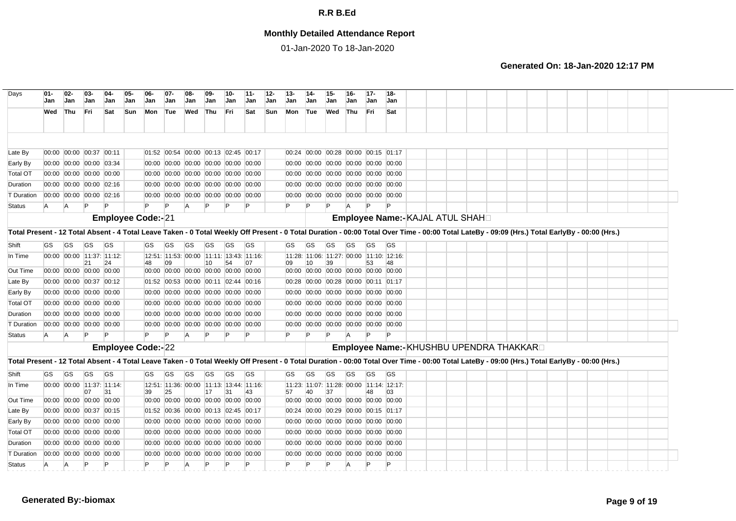# R.R B.Ed

## Monthly Detailed Attendance Report

01-Jan-2020 To 18-Jan-2020

**Generated On: 18-Jan-2020 12:17 PM**

| Days | 01-Jan | 02-Jan | 03-Jan | 04-Jan | 05-Jan | 06-Jan | 07-Jan | 08-Jan | 09-Jan | 10-Jan | 11-Jan | 12-Jan | 13-Jan | 14-Jan | 15-Jan | 16-Jan | 17-Jan | 18-Jan |
|---|---|---|---|---|---|---|---|---|---|---|---|---|---|---|---|---|---|---|
| | Wed | Thu | Fri | Sat | Sun | Mon | Tue | Wed | Thu | Fri | Sat | Sun | Mon | Tue | Wed | Thu | Fri | Sat |
| Late By | 00:00 | 00:00 | 00:37 | 00:11 | | 01:52 | 00:54 | 00:00 | 00:13 | 02:45 | 00:17 | | 00:24 | 00:00 | 00:28 | 00:00 | 00:15 | 01:17 |
| Early By | 00:00 | 00:00 | 00:00 | 03:34 | | 00:00 | 00:00 | 00:00 | 00:00 | 00:00 | 00:00 | | 00:00 | 00:00 | 00:00 | 00:00 | 00:00 | 00:00 |
| Total OT | 00:00 | 00:00 | 00:00 | 00:00 | | 00:00 | 00:00 | 00:00 | 00:00 | 00:00 | 00:00 | | 00:00 | 00:00 | 00:00 | 00:00 | 00:00 | 00:00 |
| Duration | 00:00 | 00:00 | 00:00 | 02:16 | | 00:00 | 00:00 | 00:00 | 00:00 | 00:00 | 00:00 | | 00:00 | 00:00 | 00:00 | 00:00 | 00:00 | 00:00 |
| T Duration | 00:00 | 00:00 | 00:00 | 02:16 | | 00:00 | 00:00 | 00:00 | 00:00 | 00:00 | 00:00 | | 00:00 | 00:00 | 00:00 | 00:00 | 00:00 | 00:00 |
| Status | A | A | P | P | | P | P | A | P | P | P | | P | P | P | A | P | P |

**Employee Code:-** 21 **Employee Name:-** KAJAL ATUL SHAH

**Total Present - 12 Total Absent - 4 Total Leave Taken - 0 Total Weekly Off Present - 0 Total Duration - 00:00 Total Over Time - 00:00 Total LateBy - 09:09 (Hrs.) Total EarlyBy - 00:00 (Hrs.)**

| Days | 01-Jan | 02-Jan | 03-Jan | 04-Jan | 05-Jan | 06-Jan | 07-Jan | 08-Jan | 09-Jan | 10-Jan | 11-Jan | 12-Jan | 13-Jan | 14-Jan | 15-Jan | 16-Jan | 17-Jan | 18-Jan |
|---|---|---|---|---|---|---|---|---|---|---|---|---|---|---|---|---|---|---|
| Shift | GS | GS | GS | GS | | GS | GS | GS | GS | GS | GS | | GS | GS | GS | GS | GS | GS |
| In Time | 00:00 | 00:00 | 11:37:21 | 11:12:24 | | 12:51:48 | 11:53:09 | 00:00 | 11:11:10 | 13:43:54 | 11:16:07 | | 11:28:09 | 11:06:10 | 11:27:39 | 00:00 | 11:10:53 | 12:16:48 |
| Out Time | 00:00 | 00:00 | 00:00 | 00:00 | | 00:00 | 00:00 | 00:00 | 00:00 | 00:00 | 00:00 | | 00:00 | 00:00 | 00:00 | 00:00 | 00:00 | 00:00 |
| Late By | 00:00 | 00:00 | 00:37 | 00:12 | | 01:52 | 00:53 | 00:00 | 00:11 | 02:44 | 00:16 | | 00:28 | 00:00 | 00:28 | 00:00 | 00:11 | 01:17 |
| Early By | 00:00 | 00:00 | 00:00 | 00:00 | | 00:00 | 00:00 | 00:00 | 00:00 | 00:00 | 00:00 | | 00:00 | 00:00 | 00:00 | 00:00 | 00:00 | 00:00 |
| Total OT | 00:00 | 00:00 | 00:00 | 00:00 | | 00:00 | 00:00 | 00:00 | 00:00 | 00:00 | 00:00 | | 00:00 | 00:00 | 00:00 | 00:00 | 00:00 | 00:00 |
| Duration | 00:00 | 00:00 | 00:00 | 00:00 | | 00:00 | 00:00 | 00:00 | 00:00 | 00:00 | 00:00 | | 00:00 | 00:00 | 00:00 | 00:00 | 00:00 | 00:00 |
| T Duration | 00:00 | 00:00 | 00:00 | 00:00 | | 00:00 | 00:00 | 00:00 | 00:00 | 00:00 | 00:00 | | 00:00 | 00:00 | 00:00 | 00:00 | 00:00 | 00:00 |
| Status | A | A | P | P | | P | P | A | P | P | P | | P | P | P | A | P | P |

**Employee Code:-** 22 **Employee Name:-** KHUSHBU UPENDRA THAKKAR

**Total Present - 12 Total Absent - 4 Total Leave Taken - 0 Total Weekly Off Present - 0 Total Duration - 00:00 Total Over Time - 00:00 Total LateBy - 09:00 (Hrs.) Total EarlyBy - 00:00 (Hrs.)**

| Days | 01-Jan | 02-Jan | 03-Jan | 04-Jan | 05-Jan | 06-Jan | 07-Jan | 08-Jan | 09-Jan | 10-Jan | 11-Jan | 12-Jan | 13-Jan | 14-Jan | 15-Jan | 16-Jan | 17-Jan | 18-Jan |
|---|---|---|---|---|---|---|---|---|---|---|---|---|---|---|---|---|---|---|
| Shift | GS | GS | GS | GS | | GS | GS | GS | GS | GS | GS | | GS | GS | GS | GS | GS | GS |
| In Time | 00:00 | 00:00 | 11:37:07 | 11:14:31 | | 12:51:39 | 11:36:25 | 00:00 | 11:13:17 | 13:44:31 | 11:16:43 | | 11:23:57 | 11:07:40 | 11:28:37 | 00:00 | 11:14:48 | 12:17:03 |
| Out Time | 00:00 | 00:00 | 00:00 | 00:00 | | 00:00 | 00:00 | 00:00 | 00:00 | 00:00 | 00:00 | | 00:00 | 00:00 | 00:00 | 00:00 | 00:00 | 00:00 |
| Late By | 00:00 | 00:00 | 00:37 | 00:15 | | 01:52 | 00:36 | 00:00 | 00:13 | 02:45 | 00:17 | | 00:24 | 00:00 | 00:29 | 00:00 | 00:15 | 01:17 |
| Early By | 00:00 | 00:00 | 00:00 | 00:00 | | 00:00 | 00:00 | 00:00 | 00:00 | 00:00 | 00:00 | | 00:00 | 00:00 | 00:00 | 00:00 | 00:00 | 00:00 |
| Total OT | 00:00 | 00:00 | 00:00 | 00:00 | | 00:00 | 00:00 | 00:00 | 00:00 | 00:00 | 00:00 | | 00:00 | 00:00 | 00:00 | 00:00 | 00:00 | 00:00 |
| Duration | 00:00 | 00:00 | 00:00 | 00:00 | | 00:00 | 00:00 | 00:00 | 00:00 | 00:00 | 00:00 | | 00:00 | 00:00 | 00:00 | 00:00 | 00:00 | 00:00 |
| T Duration | 00:00 | 00:00 | 00:00 | 00:00 | | 00:00 | 00:00 | 00:00 | 00:00 | 00:00 | 00:00 | | 00:00 | 00:00 | 00:00 | 00:00 | 00:00 | 00:00 |
| Status | A | A | P | P | | P | P | A | P | P | P | | P | P | P | A | P | P |

**Generated By:-biomax**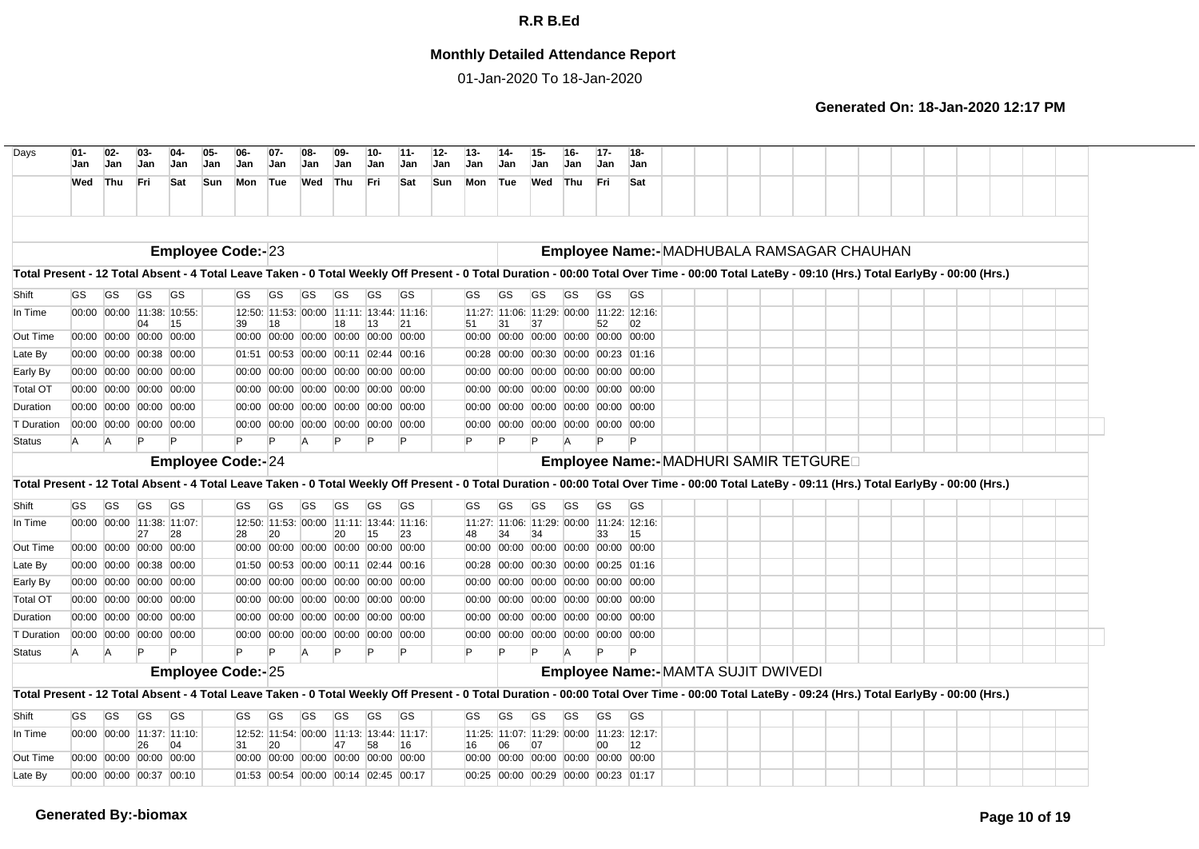# R.R B.Ed

## Monthly Detailed Attendance Report

01-Jan-2020 To 18-Jan-2020

**Generated On: 18-Jan-2020 12:17 PM**

| Days | 01-Jan | 02-Jan | 03-Jan | 04-Jan | 05-Jan | 06-Jan | 07-Jan | 08-Jan | 09-Jan | 10-Jan | 11-Jan | 12-Jan | 13-Jan | 14-Jan | 15-Jan | 16-Jan | 17-Jan | 18-Jan |
|---|---|---|---|---|---|---|---|---|---|---|---|---|---|---|---|---|---|---|
| | Wed | Thu | Fri | Sat | Sun | Mon | Tue | Wed | Thu | Fri | Sat | Sun | Mon | Tue | Wed | Thu | Fri | Sat |

**Employee Code:-** 23 **Employee Name:-** MADHUBALA RAMSAGAR CHAUHAN

**Total Present - 12 Total Absent - 4 Total Leave Taken - 0 Total Weekly Off Present - 0 Total Duration - 00:00 Total Over Time - 00:00 Total LateBy - 09:10 (Hrs.) Total EarlyBy - 00:00 (Hrs.)**

| | 01 | 02 | 03 | 04 | 05 | 06 | 07 | 08 | 09 | 10 | 11 | 12 | 13 | 14 | 15 | 16 | 17 | 18 |
|---|---|---|---|---|---|---|---|---|---|---|---|---|---|---|---|---|---|---|
| Shift | GS | GS | GS | GS | | GS | GS | GS | GS | GS | GS | | GS | GS | GS | GS | GS | GS |
| In Time | 00:00 | 00:00 | 11:38:04 | 10:55:15 | | 12:50:39 | 11:53:18 | 00:00 | 11:11:18 | 13:44:13 | 11:16:21 | | 11:27:51 | 11:06:31 | 11:29:37 | 00:00 | 11:22:52 | 12:16:02 |
| Out Time | 00:00 | 00:00 | 00:00 | 00:00 | | 00:00 | 00:00 | 00:00 | 00:00 | 00:00 | 00:00 | | 00:00 | 00:00 | 00:00 | 00:00 | 00:00 | 00:00 |
| Late By | 00:00 | 00:00 | 00:38 | 00:00 | | 01:51 | 00:53 | 00:00 | 00:11 | 02:44 | 00:16 | | 00:28 | 00:00 | 00:30 | 00:00 | 00:23 | 01:16 |
| Early By | 00:00 | 00:00 | 00:00 | 00:00 | | 00:00 | 00:00 | 00:00 | 00:00 | 00:00 | 00:00 | | 00:00 | 00:00 | 00:00 | 00:00 | 00:00 | 00:00 |
| Total OT | 00:00 | 00:00 | 00:00 | 00:00 | | 00:00 | 00:00 | 00:00 | 00:00 | 00:00 | 00:00 | | 00:00 | 00:00 | 00:00 | 00:00 | 00:00 | 00:00 |
| Duration | 00:00 | 00:00 | 00:00 | 00:00 | | 00:00 | 00:00 | 00:00 | 00:00 | 00:00 | 00:00 | | 00:00 | 00:00 | 00:00 | 00:00 | 00:00 | 00:00 |
| T Duration | 00:00 | 00:00 | 00:00 | 00:00 | | 00:00 | 00:00 | 00:00 | 00:00 | 00:00 | 00:00 | | 00:00 | 00:00 | 00:00 | 00:00 | 00:00 | 00:00 |
| Status | A | A | P | P | | P | P | A | P | P | P | | P | P | P | A | P | P |

**Employee Code:-** 24 **Employee Name:-** MADHURI SAMIR TETGURE

**Total Present - 12 Total Absent - 4 Total Leave Taken - 0 Total Weekly Off Present - 0 Total Duration - 00:00 Total Over Time - 00:00 Total LateBy - 09:11 (Hrs.) Total EarlyBy - 00:00 (Hrs.)**

| | 01 | 02 | 03 | 04 | 05 | 06 | 07 | 08 | 09 | 10 | 11 | 12 | 13 | 14 | 15 | 16 | 17 | 18 |
|---|---|---|---|---|---|---|---|---|---|---|---|---|---|---|---|---|---|---|
| Shift | GS | GS | GS | GS | | GS | GS | GS | GS | GS | GS | | GS | GS | GS | GS | GS | GS |
| In Time | 00:00 | 00:00 | 11:38:27 | 11:07:28 | | 12:50:28 | 11:53:20 | 00:00 | 11:11:20 | 13:44:15 | 11:16:23 | | 11:27:48 | 11:06:34 | 11:29:34 | 00:00 | 11:24:33 | 12:16:15 |
| Out Time | 00:00 | 00:00 | 00:00 | 00:00 | | 00:00 | 00:00 | 00:00 | 00:00 | 00:00 | 00:00 | | 00:00 | 00:00 | 00:00 | 00:00 | 00:00 | 00:00 |
| Late By | 00:00 | 00:00 | 00:38 | 00:00 | | 01:50 | 00:53 | 00:00 | 00:11 | 02:44 | 00:16 | | 00:28 | 00:00 | 00:30 | 00:00 | 00:25 | 01:16 |
| Early By | 00:00 | 00:00 | 00:00 | 00:00 | | 00:00 | 00:00 | 00:00 | 00:00 | 00:00 | 00:00 | | 00:00 | 00:00 | 00:00 | 00:00 | 00:00 | 00:00 |
| Total OT | 00:00 | 00:00 | 00:00 | 00:00 | | 00:00 | 00:00 | 00:00 | 00:00 | 00:00 | 00:00 | | 00:00 | 00:00 | 00:00 | 00:00 | 00:00 | 00:00 |
| Duration | 00:00 | 00:00 | 00:00 | 00:00 | | 00:00 | 00:00 | 00:00 | 00:00 | 00:00 | 00:00 | | 00:00 | 00:00 | 00:00 | 00:00 | 00:00 | 00:00 |
| T Duration | 00:00 | 00:00 | 00:00 | 00:00 | | 00:00 | 00:00 | 00:00 | 00:00 | 00:00 | 00:00 | | 00:00 | 00:00 | 00:00 | 00:00 | 00:00 | 00:00 |
| Status | A | A | P | P | | P | P | A | P | P | P | | P | P | P | A | P | P |

**Employee Code:-** 25 **Employee Name:-** MAMTA SUJIT DWIVEDI

**Total Present - 12 Total Absent - 4 Total Leave Taken - 0 Total Weekly Off Present - 0 Total Duration - 00:00 Total Over Time - 00:00 Total LateBy - 09:24 (Hrs.) Total EarlyBy - 00:00 (Hrs.)**

| | 01 | 02 | 03 | 04 | 05 | 06 | 07 | 08 | 09 | 10 | 11 | 12 | 13 | 14 | 15 | 16 | 17 | 18 |
|---|---|---|---|---|---|---|---|---|---|---|---|---|---|---|---|---|---|---|
| Shift | GS | GS | GS | GS | | GS | GS | GS | GS | GS | GS | | GS | GS | GS | GS | GS | GS |
| In Time | 00:00 | 00:00 | 11:37:26 | 11:10:04 | | 12:52:31 | 11:54:20 | 00:00 | 11:13:47 | 13:44:58 | 11:17:16 | | 11:25:16 | 11:07:06 | 11:29:07 | 00:00 | 11:23:00 | 12:17:12 |
| Out Time | 00:00 | 00:00 | 00:00 | 00:00 | | 00:00 | 00:00 | 00:00 | 00:00 | 00:00 | 00:00 | | 00:00 | 00:00 | 00:00 | 00:00 | 00:00 | 00:00 |
| Late By | 00:00 | 00:00 | 00:37 | 00:10 | | 01:53 | 00:54 | 00:00 | 00:14 | 02:45 | 00:17 | | 00:25 | 00:00 | 00:29 | 00:00 | 00:23 | 01:17 |

**Generated By:-biomax**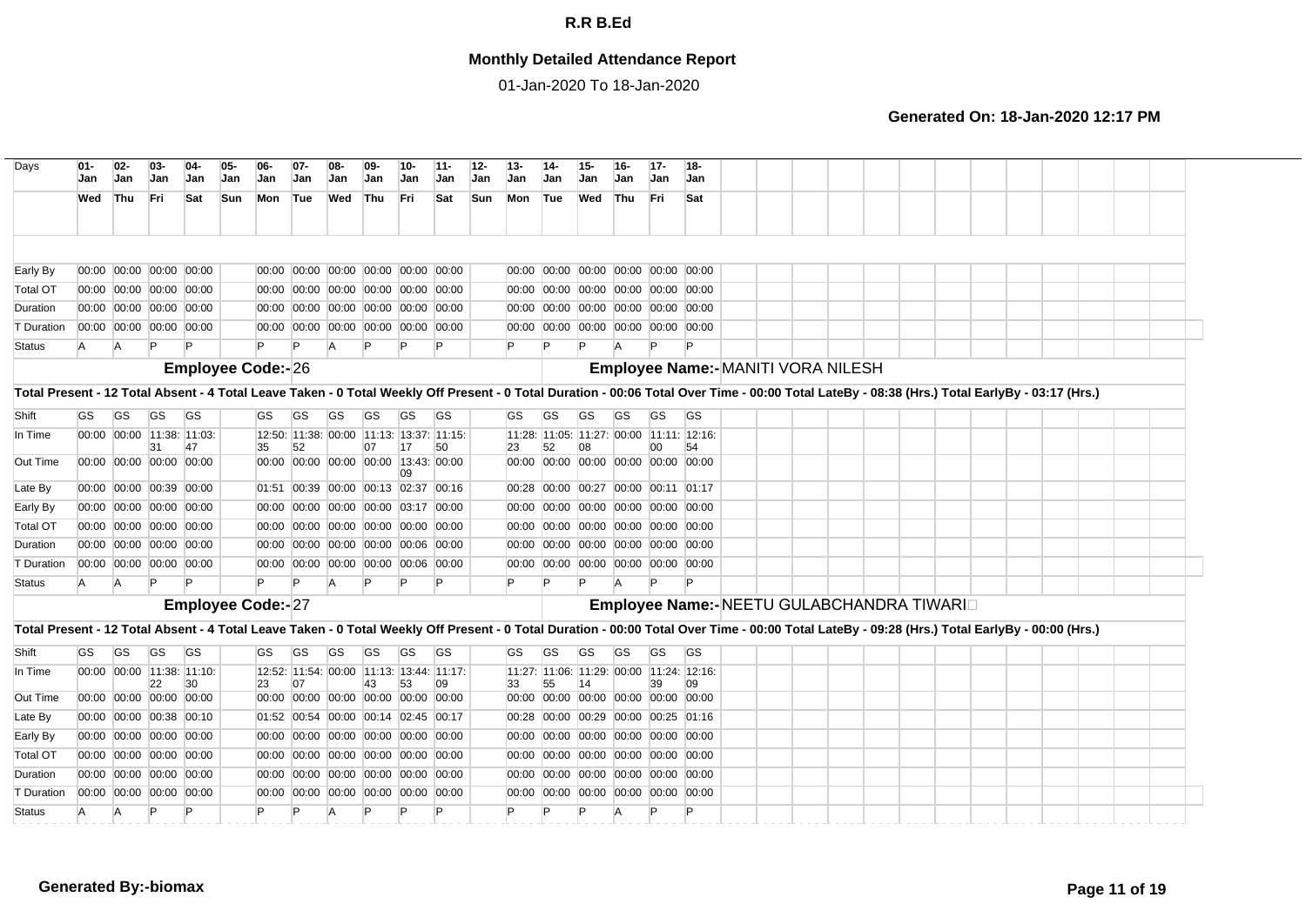# R.R B.Ed

## Monthly Detailed Attendance Report

01-Jan-2020 To 18-Jan-2020

**Generated On: 18-Jan-2020 12:17 PM**

| Days | 01-Jan | 02-Jan | 03-Jan | 04-Jan | 05-Jan | 06-Jan | 07-Jan | 08-Jan | 09-Jan | 10-Jan | 11-Jan | 12-Jan | 13-Jan | 14-Jan | 15-Jan | 16-Jan | 17-Jan | 18-Jan |
|---|---|---|---|---|---|---|---|---|---|---|---|---|---|---|---|---|---|---|
| | Wed | Thu | Fri | Sat | Sun | Mon | Tue | Wed | Thu | Fri | Sat | Sun | Mon | Tue | Wed | Thu | Fri | Sat |
| Early By | 00:00 | 00:00 | 00:00 | 00:00 | | 00:00 | 00:00 | 00:00 | 00:00 | 00:00 | 00:00 | | 00:00 | 00:00 | 00:00 | 00:00 | 00:00 | 00:00 |
| Total OT | 00:00 | 00:00 | 00:00 | 00:00 | | 00:00 | 00:00 | 00:00 | 00:00 | 00:00 | 00:00 | | 00:00 | 00:00 | 00:00 | 00:00 | 00:00 | 00:00 |
| Duration | 00:00 | 00:00 | 00:00 | 00:00 | | 00:00 | 00:00 | 00:00 | 00:00 | 00:00 | 00:00 | | 00:00 | 00:00 | 00:00 | 00:00 | 00:00 | 00:00 |
| T Duration | 00:00 | 00:00 | 00:00 | 00:00 | | 00:00 | 00:00 | 00:00 | 00:00 | 00:00 | 00:00 | | 00:00 | 00:00 | 00:00 | 00:00 | 00:00 | 00:00 |
| Status | A | A | P | P | | P | P | A | P | P | P | | P | P | P | A | P | P |

**Employee Code:-** 26 **Employee Name:-** MANITI VORA NILESH

**Total Present - 12 Total Absent - 4 Total Leave Taken - 0 Total Weekly Off Present - 0 Total Duration - 00:06 Total Over Time - 00:00 Total LateBy - 08:38 (Hrs.) Total EarlyBy - 03:17 (Hrs.)**

| Shift | GS | GS | GS | GS | | GS | GS | GS | GS | GS | GS | | GS | GS | GS | GS | GS | GS |
|---|---|---|---|---|---|---|---|---|---|---|---|---|---|---|---|---|---|---|
| In Time | 00:00 | 00:00 | 11:38:31 | 11:03:47 | | 12:50:35 | 11:38:52 | 00:00 | 11:13:07 | 13:37:17 | 11:15:50 | | 11:28:23 | 11:05:52 | 11:27:08 | 00:00 | 11:11:00 | 12:16:54 |
| Out Time | 00:00 | 00:00 | 00:00 | 00:00 | | 00:00 | 00:00 | 00:00 | 00:00 | 13:43:09 | 00:00 | | 00:00 | 00:00 | 00:00 | 00:00 | 00:00 | 00:00 |
| Late By | 00:00 | 00:00 | 00:39 | 00:00 | | 01:51 | 00:39 | 00:00 | 00:13 | 02:37 | 00:16 | | 00:28 | 00:00 | 00:27 | 00:00 | 00:11 | 01:17 |
| Early By | 00:00 | 00:00 | 00:00 | 00:00 | | 00:00 | 00:00 | 00:00 | 00:00 | 03:17 | 00:00 | | 00:00 | 00:00 | 00:00 | 00:00 | 00:00 | 00:00 |
| Total OT | 00:00 | 00:00 | 00:00 | 00:00 | | 00:00 | 00:00 | 00:00 | 00:00 | 00:00 | 00:00 | | 00:00 | 00:00 | 00:00 | 00:00 | 00:00 | 00:00 |
| Duration | 00:00 | 00:00 | 00:00 | 00:00 | | 00:00 | 00:00 | 00:00 | 00:00 | 00:06 | 00:00 | | 00:00 | 00:00 | 00:00 | 00:00 | 00:00 | 00:00 |
| T Duration | 00:00 | 00:00 | 00:00 | 00:00 | | 00:00 | 00:00 | 00:00 | 00:00 | 00:06 | 00:00 | | 00:00 | 00:00 | 00:00 | 00:00 | 00:00 | 00:00 |
| Status | A | A | P | P | | P | P | A | P | P | P | | P | P | P | A | P | P |

**Employee Code:-** 27 **Employee Name:-** NEETU GULABCHANDRA TIWARI

**Total Present - 12 Total Absent - 4 Total Leave Taken - 0 Total Weekly Off Present - 0 Total Duration - 00:00 Total Over Time - 00:00 Total LateBy - 09:28 (Hrs.) Total EarlyBy - 00:00 (Hrs.)**

| Shift | GS | GS | GS | GS | | GS | GS | GS | GS | GS | GS | | GS | GS | GS | GS | GS | GS |
|---|---|---|---|---|---|---|---|---|---|---|---|---|---|---|---|---|---|---|
| In Time | 00:00 | 00:00 | 11:38:22 | 11:10:30 | | 12:52:23 | 11:54:07 | 00:00 | 11:13:43 | 13:44:53 | 11:17:09 | | 11:27:33 | 11:06:55 | 11:29:14 | 00:00 | 11:24:39 | 12:16:09 |
| Out Time | 00:00 | 00:00 | 00:00 | 00:00 | | 00:00 | 00:00 | 00:00 | 00:00 | 00:00 | 00:00 | | 00:00 | 00:00 | 00:00 | 00:00 | 00:00 | 00:00 |
| Late By | 00:00 | 00:00 | 00:38 | 00:10 | | 01:52 | 00:54 | 00:00 | 00:14 | 02:45 | 00:17 | | 00:28 | 00:00 | 00:29 | 00:00 | 00:25 | 01:16 |
| Early By | 00:00 | 00:00 | 00:00 | 00:00 | | 00:00 | 00:00 | 00:00 | 00:00 | 00:00 | 00:00 | | 00:00 | 00:00 | 00:00 | 00:00 | 00:00 | 00:00 |
| Total OT | 00:00 | 00:00 | 00:00 | 00:00 | | 00:00 | 00:00 | 00:00 | 00:00 | 00:00 | 00:00 | | 00:00 | 00:00 | 00:00 | 00:00 | 00:00 | 00:00 |
| Duration | 00:00 | 00:00 | 00:00 | 00:00 | | 00:00 | 00:00 | 00:00 | 00:00 | 00:00 | 00:00 | | 00:00 | 00:00 | 00:00 | 00:00 | 00:00 | 00:00 |
| T Duration | 00:00 | 00:00 | 00:00 | 00:00 | | 00:00 | 00:00 | 00:00 | 00:00 | 00:00 | 00:00 | | 00:00 | 00:00 | 00:00 | 00:00 | 00:00 | 00:00 |
| Status | A | A | P | P | | P | P | A | P | P | P | | P | P | P | A | P | P |

**Generated By:-biomax**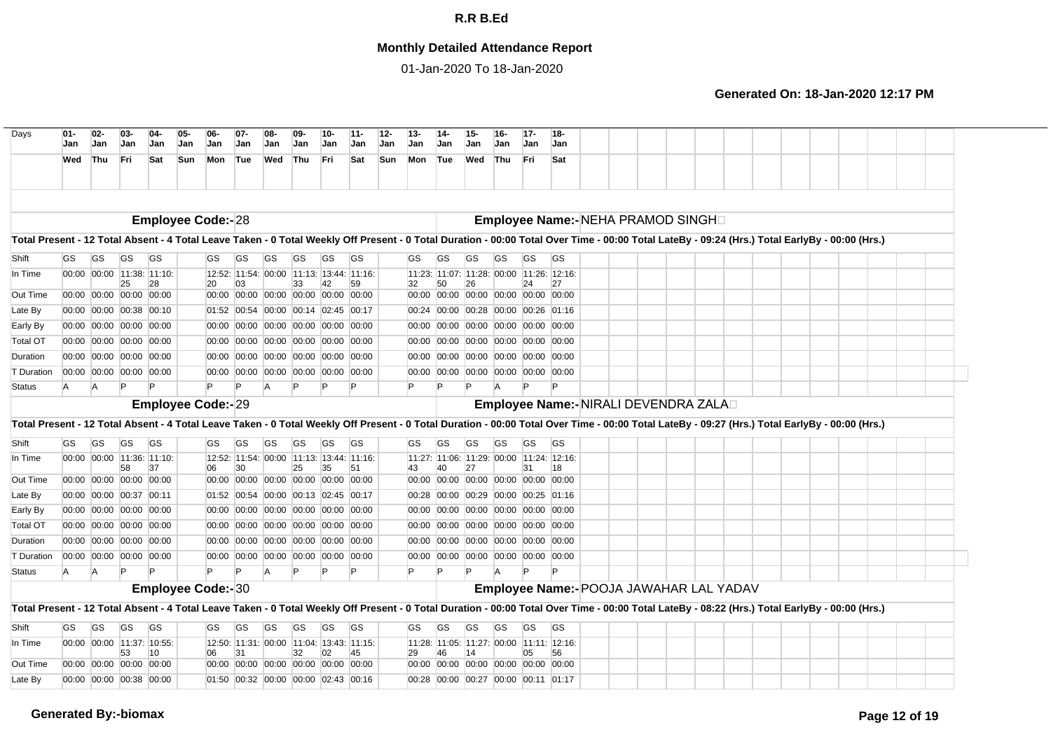# R.R B.Ed

## Monthly Detailed Attendance Report

01-Jan-2020 To 18-Jan-2020

**Generated On: 18-Jan-2020 12:17 PM**

| Days | 01-Jan | 02-Jan | 03-Jan | 04-Jan | 05-Jan | 06-Jan | 07-Jan | 08-Jan | 09-Jan | 10-Jan | 11-Jan | 12-Jan | 13-Jan | 14-Jan | 15-Jan | 16-Jan | 17-Jan | 18-Jan |
|---|---|---|---|---|---|---|---|---|---|---|---|---|---|---|---|---|---|---|
| | Wed | Thu | Fri | Sat | Sun | Mon | Tue | Wed | Thu | Fri | Sat | Sun | Mon | Tue | Wed | Thu | Fri | Sat |

**Employee Code:-** 28 **Employee Name:-** NEHA PRAMOD SINGH

**Total Present - 12 Total Absent - 4 Total Leave Taken - 0 Total Weekly Off Present - 0 Total Duration - 00:00 Total Over Time - 00:00 Total LateBy - 09:24 (Hrs.) Total EarlyBy - 00:00 (Hrs.)**

| Shift | GS | GS | GS | GS | | GS | GS | GS | GS | GS | GS | | GS | GS | GS | GS | GS | GS |
|---|---|---|---|---|---|---|---|---|---|---|---|---|---|---|---|---|---|---|
| In Time | 00:00 | 00:00 | 11:38:25 | 11:10:28 | | 12:52:20 | 11:54:03 | 00:00 | 11:13:33 | 13:44:42 | 11:16:59 | | 11:23:32 | 11:07:50 | 11:28:26 | 00:00 | 11:26:24 | 12:16:27 |
| Out Time | 00:00 | 00:00 | 00:00 | 00:00 | | 00:00 | 00:00 | 00:00 | 00:00 | 00:00 | 00:00 | | 00:00 | 00:00 | 00:00 | 00:00 | 00:00 | 00:00 |
| Late By | 00:00 | 00:00 | 00:38 | 00:10 | | 01:52 | 00:54 | 00:00 | 00:14 | 02:45 | 00:17 | | 00:24 | 00:00 | 00:28 | 00:00 | 00:26 | 01:16 |
| Early By | 00:00 | 00:00 | 00:00 | 00:00 | | 00:00 | 00:00 | 00:00 | 00:00 | 00:00 | 00:00 | | 00:00 | 00:00 | 00:00 | 00:00 | 00:00 | 00:00 |
| Total OT | 00:00 | 00:00 | 00:00 | 00:00 | | 00:00 | 00:00 | 00:00 | 00:00 | 00:00 | 00:00 | | 00:00 | 00:00 | 00:00 | 00:00 | 00:00 | 00:00 |
| Duration | 00:00 | 00:00 | 00:00 | 00:00 | | 00:00 | 00:00 | 00:00 | 00:00 | 00:00 | 00:00 | | 00:00 | 00:00 | 00:00 | 00:00 | 00:00 | 00:00 |
| T Duration | 00:00 | 00:00 | 00:00 | 00:00 | | 00:00 | 00:00 | 00:00 | 00:00 | 00:00 | 00:00 | | 00:00 | 00:00 | 00:00 | 00:00 | 00:00 | 00:00 |
| Status | A | A | P | P | | P | P | A | P | P | P | | P | P | P | A | P | P |

**Employee Code:-** 29 **Employee Name:-** NIRALI DEVENDRA ZALA

**Total Present - 12 Total Absent - 4 Total Leave Taken - 0 Total Weekly Off Present - 0 Total Duration - 00:00 Total Over Time - 00:00 Total LateBy - 09:27 (Hrs.) Total EarlyBy - 00:00 (Hrs.)**

| Shift | GS | GS | GS | GS | | GS | GS | GS | GS | GS | GS | | GS | GS | GS | GS | GS | GS |
|---|---|---|---|---|---|---|---|---|---|---|---|---|---|---|---|---|---|---|
| In Time | 00:00 | 00:00 | 11:36:58 | 11:10:37 | | 12:52:06 | 11:54:30 | 00:00 | 11:13:25 | 13:44:35 | 11:16:51 | | 11:27:43 | 11:06:40 | 11:29:27 | 00:00 | 11:24:31 | 12:16:18 |
| Out Time | 00:00 | 00:00 | 00:00 | 00:00 | | 00:00 | 00:00 | 00:00 | 00:00 | 00:00 | 00:00 | | 00:00 | 00:00 | 00:00 | 00:00 | 00:00 | 00:00 |
| Late By | 00:00 | 00:00 | 00:37 | 00:11 | | 01:52 | 00:54 | 00:00 | 00:13 | 02:45 | 00:17 | | 00:28 | 00:00 | 00:29 | 00:00 | 00:25 | 01:16 |
| Early By | 00:00 | 00:00 | 00:00 | 00:00 | | 00:00 | 00:00 | 00:00 | 00:00 | 00:00 | 00:00 | | 00:00 | 00:00 | 00:00 | 00:00 | 00:00 | 00:00 |
| Total OT | 00:00 | 00:00 | 00:00 | 00:00 | | 00:00 | 00:00 | 00:00 | 00:00 | 00:00 | 00:00 | | 00:00 | 00:00 | 00:00 | 00:00 | 00:00 | 00:00 |
| Duration | 00:00 | 00:00 | 00:00 | 00:00 | | 00:00 | 00:00 | 00:00 | 00:00 | 00:00 | 00:00 | | 00:00 | 00:00 | 00:00 | 00:00 | 00:00 | 00:00 |
| T Duration | 00:00 | 00:00 | 00:00 | 00:00 | | 00:00 | 00:00 | 00:00 | 00:00 | 00:00 | 00:00 | | 00:00 | 00:00 | 00:00 | 00:00 | 00:00 | 00:00 |
| Status | A | A | P | P | | P | P | A | P | P | P | | P | P | P | A | P | P |

**Employee Code:-** 30 **Employee Name:-** POOJA JAWAHAR LAL YADAV

**Total Present - 12 Total Absent - 4 Total Leave Taken - 0 Total Weekly Off Present - 0 Total Duration - 00:00 Total Over Time - 00:00 Total LateBy - 08:22 (Hrs.) Total EarlyBy - 00:00 (Hrs.)**

| Shift | GS | GS | GS | GS | | GS | GS | GS | GS | GS | GS | | GS | GS | GS | GS | GS | GS |
|---|---|---|---|---|---|---|---|---|---|---|---|---|---|---|---|---|---|---|
| In Time | 00:00 | 00:00 | 11:37:53 | 10:55:10 | | 12:50:06 | 11:31:31 | 00:00 | 11:04:32 | 13:43:02 | 11:15:45 | | 11:28:29 | 11:05:46 | 11:27:14 | 00:00 | 11:11:05 | 12:16:56 |
| Out Time | 00:00 | 00:00 | 00:00 | 00:00 | | 00:00 | 00:00 | 00:00 | 00:00 | 00:00 | 00:00 | | 00:00 | 00:00 | 00:00 | 00:00 | 00:00 | 00:00 |
| Late By | 00:00 | 00:00 | 00:38 | 00:00 | | 01:50 | 00:32 | 00:00 | 00:00 | 02:43 | 00:16 | | 00:28 | 00:00 | 00:27 | 00:00 | 00:11 | 01:17 |

**Generated By:-biomax**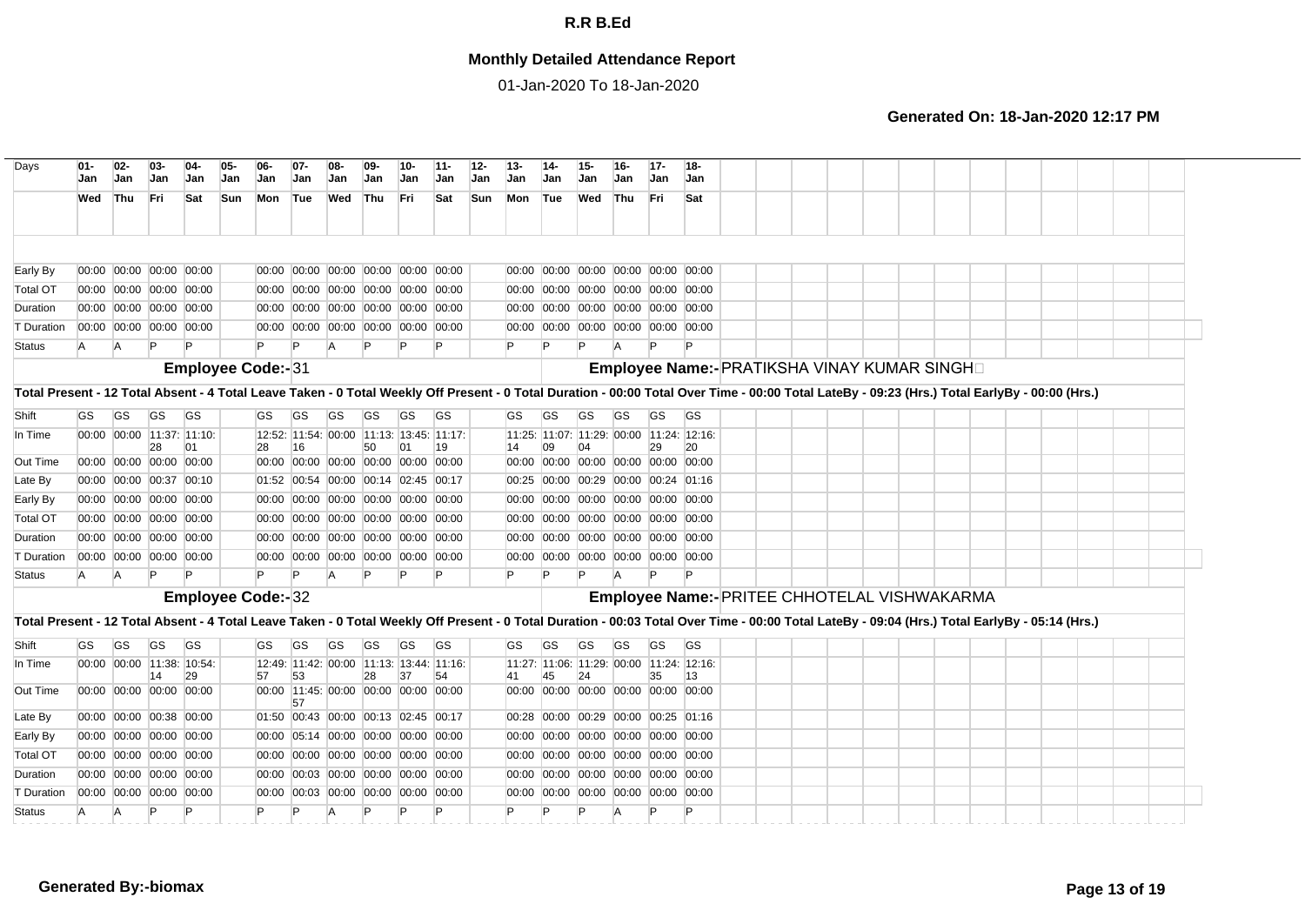# R.R B.Ed

## Monthly Detailed Attendance Report

01-Jan-2020 To 18-Jan-2020

**Generated On: 18-Jan-2020 12:17 PM**

| Days | 01-Jan | 02-Jan | 03-Jan | 04-Jan | 05-Jan | 06-Jan | 07-Jan | 08-Jan | 09-Jan | 10-Jan | 11-Jan | 12-Jan | 13-Jan | 14-Jan | 15-Jan | 16-Jan | 17-Jan | 18-Jan |
|---|---|---|---|---|---|---|---|---|---|---|---|---|---|---|---|---|---|---|
| | Wed | Thu | Fri | Sat | Sun | Mon | Tue | Wed | Thu | Fri | Sat | Sun | Mon | Tue | Wed | Thu | Fri | Sat |
| Early By | 00:00 | 00:00 | 00:00 | 00:00 | | 00:00 | 00:00 | 00:00 | 00:00 | 00:00 | 00:00 | | 00:00 | 00:00 | 00:00 | 00:00 | 00:00 | 00:00 |
| Total OT | 00:00 | 00:00 | 00:00 | 00:00 | | 00:00 | 00:00 | 00:00 | 00:00 | 00:00 | 00:00 | | 00:00 | 00:00 | 00:00 | 00:00 | 00:00 | 00:00 |
| Duration | 00:00 | 00:00 | 00:00 | 00:00 | | 00:00 | 00:00 | 00:00 | 00:00 | 00:00 | 00:00 | | 00:00 | 00:00 | 00:00 | 00:00 | 00:00 | 00:00 |
| T Duration | 00:00 | 00:00 | 00:00 | 00:00 | | 00:00 | 00:00 | 00:00 | 00:00 | 00:00 | 00:00 | | 00:00 | 00:00 | 00:00 | 00:00 | 00:00 | 00:00 |
| Status | A | A | P | P | | P | P | A | P | P | P | | P | P | P | A | P | P |

**Employee Code:-** 31 **Employee Name:-** PRATIKSHA VINAY KUMAR SINGH

**Total Present - 12 Total Absent - 4 Total Leave Taken - 0 Total Weekly Off Present - 0 Total Duration - 00:00 Total Over Time - 00:00 Total LateBy - 09:23 (Hrs.) Total EarlyBy - 00:00 (Hrs.)**

| Days | 01-Jan | 02-Jan | 03-Jan | 04-Jan | 05-Jan | 06-Jan | 07-Jan | 08-Jan | 09-Jan | 10-Jan | 11-Jan | 12-Jan | 13-Jan | 14-Jan | 15-Jan | 16-Jan | 17-Jan | 18-Jan |
|---|---|---|---|---|---|---|---|---|---|---|---|---|---|---|---|---|---|---|
| Shift | GS | GS | GS | GS | | GS | GS | GS | GS | GS | GS | | GS | GS | GS | GS | GS | GS |
| In Time | 00:00 | 00:00 | 11:37:28 | 11:10:01 | | 12:52:28 | 11:54:16 | 00:00 | 11:13:50 | 13:45:01 | 11:17:19 | | 11:25:14 | 11:07:09 | 11:29:04 | 00:00 | 11:24:29 | 12:16:20 |
| Out Time | 00:00 | 00:00 | 00:00 | 00:00 | | 00:00 | 00:00 | 00:00 | 00:00 | 00:00 | 00:00 | | 00:00 | 00:00 | 00:00 | 00:00 | 00:00 | 00:00 |
| Late By | 00:00 | 00:00 | 00:37 | 00:10 | | 01:52 | 00:54 | 00:00 | 00:14 | 02:45 | 00:17 | | 00:25 | 00:00 | 00:29 | 00:00 | 00:24 | 01:16 |
| Early By | 00:00 | 00:00 | 00:00 | 00:00 | | 00:00 | 00:00 | 00:00 | 00:00 | 00:00 | 00:00 | | 00:00 | 00:00 | 00:00 | 00:00 | 00:00 | 00:00 |
| Total OT | 00:00 | 00:00 | 00:00 | 00:00 | | 00:00 | 00:00 | 00:00 | 00:00 | 00:00 | 00:00 | | 00:00 | 00:00 | 00:00 | 00:00 | 00:00 | 00:00 |
| Duration | 00:00 | 00:00 | 00:00 | 00:00 | | 00:00 | 00:00 | 00:00 | 00:00 | 00:00 | 00:00 | | 00:00 | 00:00 | 00:00 | 00:00 | 00:00 | 00:00 |
| T Duration | 00:00 | 00:00 | 00:00 | 00:00 | | 00:00 | 00:00 | 00:00 | 00:00 | 00:00 | 00:00 | | 00:00 | 00:00 | 00:00 | 00:00 | 00:00 | 00:00 |
| Status | A | A | P | P | | P | P | A | P | P | P | | P | P | P | A | P | P |

**Employee Code:-** 32 **Employee Name:-** PRITEE CHHOTELAL VISHWAKARMA

**Total Present - 12 Total Absent - 4 Total Leave Taken - 0 Total Weekly Off Present - 0 Total Duration - 00:03 Total Over Time - 00:00 Total LateBy - 09:04 (Hrs.) Total EarlyBy - 05:14 (Hrs.)**

| Days | 01-Jan | 02-Jan | 03-Jan | 04-Jan | 05-Jan | 06-Jan | 07-Jan | 08-Jan | 09-Jan | 10-Jan | 11-Jan | 12-Jan | 13-Jan | 14-Jan | 15-Jan | 16-Jan | 17-Jan | 18-Jan |
|---|---|---|---|---|---|---|---|---|---|---|---|---|---|---|---|---|---|---|
| Shift | GS | GS | GS | GS | | GS | GS | GS | GS | GS | GS | | GS | GS | GS | GS | GS | GS |
| In Time | 00:00 | 00:00 | 11:38:14 | 10:54:29 | | 12:49:57 | 11:42:53 | 00:00 | 11:13:28 | 13:44:37 | 11:16:54 | | 11:27:41 | 11:06:45 | 11:29:24 | 00:00 | 11:24:35 | 12:16:13 |
| Out Time | 00:00 | 00:00 | 00:00 | 00:00 | | 00:00 | 11:45:57 | 00:00 | 00:00 | 00:00 | 00:00 | | 00:00 | 00:00 | 00:00 | 00:00 | 00:00 | 00:00 |
| Late By | 00:00 | 00:00 | 00:38 | 00:00 | | 01:50 | 00:43 | 00:00 | 00:13 | 02:45 | 00:17 | | 00:28 | 00:00 | 00:29 | 00:00 | 00:25 | 01:16 |
| Early By | 00:00 | 00:00 | 00:00 | 00:00 | | 00:00 | 05:14 | 00:00 | 00:00 | 00:00 | 00:00 | | 00:00 | 00:00 | 00:00 | 00:00 | 00:00 | 00:00 |
| Total OT | 00:00 | 00:00 | 00:00 | 00:00 | | 00:00 | 00:00 | 00:00 | 00:00 | 00:00 | 00:00 | | 00:00 | 00:00 | 00:00 | 00:00 | 00:00 | 00:00 |
| Duration | 00:00 | 00:00 | 00:00 | 00:00 | | 00:00 | 00:03 | 00:00 | 00:00 | 00:00 | 00:00 | | 00:00 | 00:00 | 00:00 | 00:00 | 00:00 | 00:00 |
| T Duration | 00:00 | 00:00 | 00:00 | 00:00 | | 00:00 | 00:03 | 00:00 | 00:00 | 00:00 | 00:00 | | 00:00 | 00:00 | 00:00 | 00:00 | 00:00 | 00:00 |
| Status | A | A | P | P | | P | P | A | P | P | P | | P | P | P | A | P | P |

**Generated By:-biomax**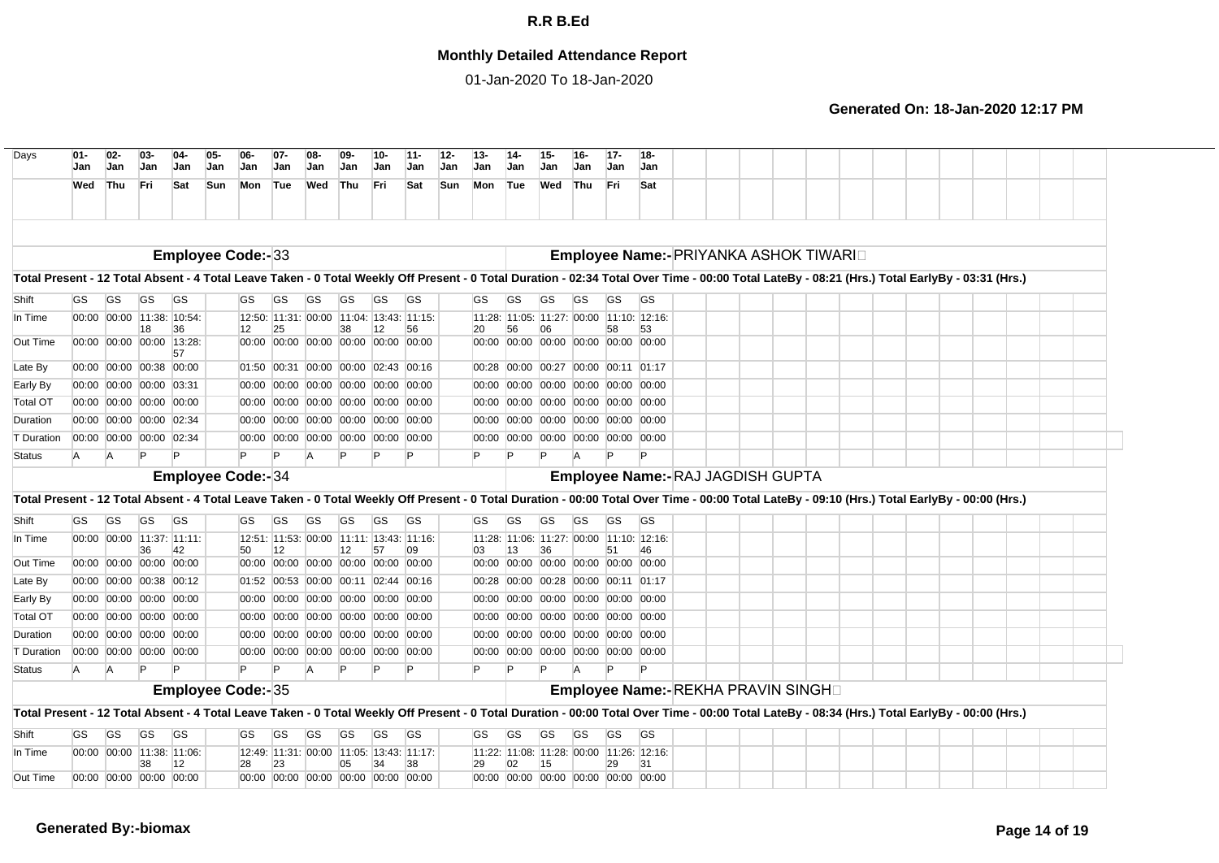# R.R B.Ed

## Monthly Detailed Attendance Report

01-Jan-2020 To 18-Jan-2020

**Generated On: 18-Jan-2020 12:17 PM**

| Days | 01-Jan | 02-Jan | 03-Jan | 04-Jan | 05-Jan | 06-Jan | 07-Jan | 08-Jan | 09-Jan | 10-Jan | 11-Jan | 12-Jan | 13-Jan | 14-Jan | 15-Jan | 16-Jan | 17-Jan | 18-Jan |
|---|---|---|---|---|---|---|---|---|---|---|---|---|---|---|---|---|---|---|
| | Wed | Thu | Fri | Sat | Sun | Mon | Tue | Wed | Thu | Fri | Sat | Sun | Mon | Tue | Wed | Thu | Fri | Sat |

**Employee Code:-** 33 **Employee Name:-** PRIYANKA ASHOK TIWARI

Total Present - 12 Total Absent - 4 Total Leave Taken - 0 Total Weekly Off Present - 0 Total Duration - 02:34 Total Over Time - 00:00 Total LateBy - 08:21 (Hrs.) Total EarlyBy - 03:31 (Hrs.)

| | 01-Jan | 02-Jan | 03-Jan | 04-Jan | 05-Jan | 06-Jan | 07-Jan | 08-Jan | 09-Jan | 10-Jan | 11-Jan | 12-Jan | 13-Jan | 14-Jan | 15-Jan | 16-Jan | 17-Jan | 18-Jan |
|---|---|---|---|---|---|---|---|---|---|---|---|---|---|---|---|---|---|---|
| Shift | GS | GS | GS | GS | | GS | GS | GS | GS | GS | GS | | GS | GS | GS | GS | GS | GS |
| In Time | 00:00 | 00:00 | 11:38:18 | 10:54:36 | | 12:50:12 | 11:31:25 | 00:00 | 11:04:38 | 13:43:12 | 11:15:56 | | 11:28:20 | 11:05:56 | 11:27:06 | 00:00 | 11:10:58 | 12:16:53 |
| Out Time | 00:00 | 00:00 | 00:00 | 13:28:57 | | 00:00 | 00:00 | 00:00 | 00:00 | 00:00 | 00:00 | | 00:00 | 00:00 | 00:00 | 00:00 | 00:00 | 00:00 |
| Late By | 00:00 | 00:00 | 00:38 | 00:00 | | 01:50 | 00:31 | 00:00 | 00:00 | 02:43 | 00:16 | | 00:28 | 00:00 | 00:27 | 00:00 | 00:11 | 01:17 |
| Early By | 00:00 | 00:00 | 00:00 | 03:31 | | 00:00 | 00:00 | 00:00 | 00:00 | 00:00 | 00:00 | | 00:00 | 00:00 | 00:00 | 00:00 | 00:00 | 00:00 |
| Total OT | 00:00 | 00:00 | 00:00 | 00:00 | | 00:00 | 00:00 | 00:00 | 00:00 | 00:00 | 00:00 | | 00:00 | 00:00 | 00:00 | 00:00 | 00:00 | 00:00 |
| Duration | 00:00 | 00:00 | 00:00 | 02:34 | | 00:00 | 00:00 | 00:00 | 00:00 | 00:00 | 00:00 | | 00:00 | 00:00 | 00:00 | 00:00 | 00:00 | 00:00 |
| T Duration | 00:00 | 00:00 | 00:00 | 02:34 | | 00:00 | 00:00 | 00:00 | 00:00 | 00:00 | 00:00 | | 00:00 | 00:00 | 00:00 | 00:00 | 00:00 | 00:00 |
| Status | A | A | P | P | | P | P | A | P | P | P | | P | P | P | A | P | P |

**Employee Code:-** 34 **Employee Name:-** RAJ JAGDISH GUPTA

Total Present - 12 Total Absent - 4 Total Leave Taken - 0 Total Weekly Off Present - 0 Total Duration - 00:00 Total Over Time - 00:00 Total LateBy - 09:10 (Hrs.) Total EarlyBy - 00:00 (Hrs.)

| | 01-Jan | 02-Jan | 03-Jan | 04-Jan | 05-Jan | 06-Jan | 07-Jan | 08-Jan | 09-Jan | 10-Jan | 11-Jan | 12-Jan | 13-Jan | 14-Jan | 15-Jan | 16-Jan | 17-Jan | 18-Jan |
|---|---|---|---|---|---|---|---|---|---|---|---|---|---|---|---|---|---|---|
| Shift | GS | GS | GS | GS | | GS | GS | GS | GS | GS | GS | | GS | GS | GS | GS | GS | GS |
| In Time | 00:00 | 00:00 | 11:37:36 | 11:11:42 | | 12:51:50 | 11:53:12 | 00:00 | 11:11:12 | 13:43:57 | 11:16:09 | | 11:28:03 | 11:06:13 | 11:27:36 | 00:00 | 11:10:51 | 12:16:46 |
| Out Time | 00:00 | 00:00 | 00:00 | 00:00 | | 00:00 | 00:00 | 00:00 | 00:00 | 00:00 | 00:00 | | 00:00 | 00:00 | 00:00 | 00:00 | 00:00 | 00:00 |
| Late By | 00:00 | 00:00 | 00:38 | 00:12 | | 01:52 | 00:53 | 00:00 | 00:11 | 02:44 | 00:16 | | 00:28 | 00:00 | 00:28 | 00:00 | 00:11 | 01:17 |
| Early By | 00:00 | 00:00 | 00:00 | 00:00 | | 00:00 | 00:00 | 00:00 | 00:00 | 00:00 | 00:00 | | 00:00 | 00:00 | 00:00 | 00:00 | 00:00 | 00:00 |
| Total OT | 00:00 | 00:00 | 00:00 | 00:00 | | 00:00 | 00:00 | 00:00 | 00:00 | 00:00 | 00:00 | | 00:00 | 00:00 | 00:00 | 00:00 | 00:00 | 00:00 |
| Duration | 00:00 | 00:00 | 00:00 | 00:00 | | 00:00 | 00:00 | 00:00 | 00:00 | 00:00 | 00:00 | | 00:00 | 00:00 | 00:00 | 00:00 | 00:00 | 00:00 |
| T Duration | 00:00 | 00:00 | 00:00 | 00:00 | | 00:00 | 00:00 | 00:00 | 00:00 | 00:00 | 00:00 | | 00:00 | 00:00 | 00:00 | 00:00 | 00:00 | 00:00 |
| Status | A | A | P | P | | P | P | A | P | P | P | | P | P | P | A | P | P |

**Employee Code:-** 35 **Employee Name:-** REKHA PRAVIN SINGH

Total Present - 12 Total Absent - 4 Total Leave Taken - 0 Total Weekly Off Present - 0 Total Duration - 00:00 Total Over Time - 00:00 Total LateBy - 08:34 (Hrs.) Total EarlyBy - 00:00 (Hrs.)

| | 01-Jan | 02-Jan | 03-Jan | 04-Jan | 05-Jan | 06-Jan | 07-Jan | 08-Jan | 09-Jan | 10-Jan | 11-Jan | 12-Jan | 13-Jan | 14-Jan | 15-Jan | 16-Jan | 17-Jan | 18-Jan |
|---|---|---|---|---|---|---|---|---|---|---|---|---|---|---|---|---|---|---|
| Shift | GS | GS | GS | GS | | GS | GS | GS | GS | GS | GS | | GS | GS | GS | GS | GS | GS |
| In Time | 00:00 | 00:00 | 11:38:38 | 11:06:12 | | 12:49:28 | 11:31:23 | 00:00 | 11:05:05 | 13:43:34 | 11:17:38 | | 11:22:29 | 11:08:02 | 11:28:15 | 00:00 | 11:26:29 | 12:16:31 |
| Out Time | 00:00 | 00:00 | 00:00 | 00:00 | | 00:00 | 00:00 | 00:00 | 00:00 | 00:00 | 00:00 | | 00:00 | 00:00 | 00:00 | 00:00 | 00:00 | 00:00 |

**Generated By:-biomax**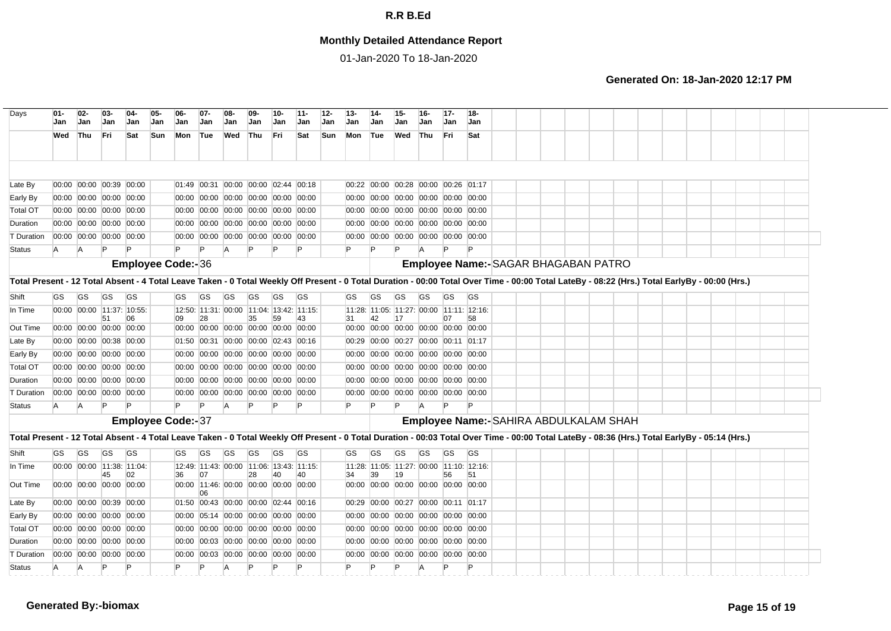# R.R B.Ed

## Monthly Detailed Attendance Report

01-Jan-2020 To 18-Jan-2020

**Generated On: 18-Jan-2020 12:17 PM**

| Days | 01-Jan | 02-Jan | 03-Jan | 04-Jan | 05-Jan | 06-Jan | 07-Jan | 08-Jan | 09-Jan | 10-Jan | 11-Jan | 12-Jan | 13-Jan | 14-Jan | 15-Jan | 16-Jan | 17-Jan | 18-Jan |
|---|---|---|---|---|---|---|---|---|---|---|---|---|---|---|---|---|---|---|
| | Wed | Thu | Fri | Sat | Sun | Mon | Tue | Wed | Thu | Fri | Sat | Sun | Mon | Tue | Wed | Thu | Fri | Sat |
| Late By | 00:00 | 00:00 | 00:39 | 00:00 | | 01:49 | 00:31 | 00:00 | 00:00 | 02:44 | 00:18 | | 00:22 | 00:00 | 00:28 | 00:00 | 00:26 | 01:17 |
| Early By | 00:00 | 00:00 | 00:00 | 00:00 | | 00:00 | 00:00 | 00:00 | 00:00 | 00:00 | 00:00 | | 00:00 | 00:00 | 00:00 | 00:00 | 00:00 | 00:00 |
| Total OT | 00:00 | 00:00 | 00:00 | 00:00 | | 00:00 | 00:00 | 00:00 | 00:00 | 00:00 | 00:00 | | 00:00 | 00:00 | 00:00 | 00:00 | 00:00 | 00:00 |
| Duration | 00:00 | 00:00 | 00:00 | 00:00 | | 00:00 | 00:00 | 00:00 | 00:00 | 00:00 | 00:00 | | 00:00 | 00:00 | 00:00 | 00:00 | 00:00 | 00:00 |
| T Duration | 00:00 | 00:00 | 00:00 | 00:00 | | 00:00 | 00:00 | 00:00 | 00:00 | 00:00 | 00:00 | | 00:00 | 00:00 | 00:00 | 00:00 | 00:00 | 00:00 |
| Status | A | A | P | P | | P | P | A | P | P | P | | P | P | P | A | P | P |

**Employee Code:-** 36 **Employee Name:-** SAGAR BHAGABAN PATRO

**Total Present - 12 Total Absent - 4 Total Leave Taken - 0 Total Weekly Off Present - 0 Total Duration - 00:00 Total Over Time - 00:00 Total LateBy - 08:22 (Hrs.) Total EarlyBy - 00:00 (Hrs.)**

| Shift | GS | GS | GS | GS | | GS | GS | GS | GS | GS | GS | | GS | GS | GS | GS | GS | GS |
|---|---|---|---|---|---|---|---|---|---|---|---|---|---|---|---|---|---|---|
| In Time | 00:00 | 00:00 | 11:37:51 | 10:55:06 | | 12:50:09 | 11:31:28 | 00:00 | 11:04:35 | 13:42:59 | 11:15:43 | | 11:28:31 | 11:05:42 | 11:27:17 | 00:00 | 11:11:07 | 12:16:58 |
| Out Time | 00:00 | 00:00 | 00:00 | 00:00 | | 00:00 | 00:00 | 00:00 | 00:00 | 00:00 | 00:00 | | 00:00 | 00:00 | 00:00 | 00:00 | 00:00 | 00:00 |
| Late By | 00:00 | 00:00 | 00:38 | 00:00 | | 01:50 | 00:31 | 00:00 | 00:00 | 02:43 | 00:16 | | 00:29 | 00:00 | 00:27 | 00:00 | 00:11 | 01:17 |
| Early By | 00:00 | 00:00 | 00:00 | 00:00 | | 00:00 | 00:00 | 00:00 | 00:00 | 00:00 | 00:00 | | 00:00 | 00:00 | 00:00 | 00:00 | 00:00 | 00:00 |
| Total OT | 00:00 | 00:00 | 00:00 | 00:00 | | 00:00 | 00:00 | 00:00 | 00:00 | 00:00 | 00:00 | | 00:00 | 00:00 | 00:00 | 00:00 | 00:00 | 00:00 |
| Duration | 00:00 | 00:00 | 00:00 | 00:00 | | 00:00 | 00:00 | 00:00 | 00:00 | 00:00 | 00:00 | | 00:00 | 00:00 | 00:00 | 00:00 | 00:00 | 00:00 |
| T Duration | 00:00 | 00:00 | 00:00 | 00:00 | | 00:00 | 00:00 | 00:00 | 00:00 | 00:00 | 00:00 | | 00:00 | 00:00 | 00:00 | 00:00 | 00:00 | 00:00 |
| Status | A | A | P | P | | P | P | A | P | P | P | | P | P | P | A | P | P |

**Employee Code:-** 37 **Employee Name:-** SAHIRA ABDULKALAM SHAH

**Total Present - 12 Total Absent - 4 Total Leave Taken - 0 Total Weekly Off Present - 0 Total Duration - 00:03 Total Over Time - 00:00 Total LateBy - 08:36 (Hrs.) Total EarlyBy - 05:14 (Hrs.)**

| Shift | GS | GS | GS | GS | | GS | GS | GS | GS | GS | GS | | GS | GS | GS | GS | GS | GS |
|---|---|---|---|---|---|---|---|---|---|---|---|---|---|---|---|---|---|---|
| In Time | 00:00 | 00:00 | 11:38:45 | 11:04:02 | | 12:49:36 | 11:43:07 | 00:00 | 11:06:28 | 13:43:40 | 11:15:40 | | 11:28:34 | 11:05:39 | 11:27:19 | 00:00 | 11:10:56 | 12:16:51 |
| Out Time | 00:00 | 00:00 | 00:00 | 00:00 | | 00:00 | 11:46:06 | 00:00 | 00:00 | 00:00 | 00:00 | | 00:00 | 00:00 | 00:00 | 00:00 | 00:00 | 00:00 |
| Late By | 00:00 | 00:00 | 00:39 | 00:00 | | 01:50 | 00:43 | 00:00 | 00:00 | 02:44 | 00:16 | | 00:29 | 00:00 | 00:27 | 00:00 | 00:11 | 01:17 |
| Early By | 00:00 | 00:00 | 00:00 | 00:00 | | 00:00 | 05:14 | 00:00 | 00:00 | 00:00 | 00:00 | | 00:00 | 00:00 | 00:00 | 00:00 | 00:00 | 00:00 |
| Total OT | 00:00 | 00:00 | 00:00 | 00:00 | | 00:00 | 00:00 | 00:00 | 00:00 | 00:00 | 00:00 | | 00:00 | 00:00 | 00:00 | 00:00 | 00:00 | 00:00 |
| Duration | 00:00 | 00:00 | 00:00 | 00:00 | | 00:00 | 00:03 | 00:00 | 00:00 | 00:00 | 00:00 | | 00:00 | 00:00 | 00:00 | 00:00 | 00:00 | 00:00 |
| T Duration | 00:00 | 00:00 | 00:00 | 00:00 | | 00:00 | 00:03 | 00:00 | 00:00 | 00:00 | 00:00 | | 00:00 | 00:00 | 00:00 | 00:00 | 00:00 | 00:00 |
| Status | A | A | P | P | | P | P | A | P | P | P | | P | P | P | A | P | P |

**Generated By:-biomax**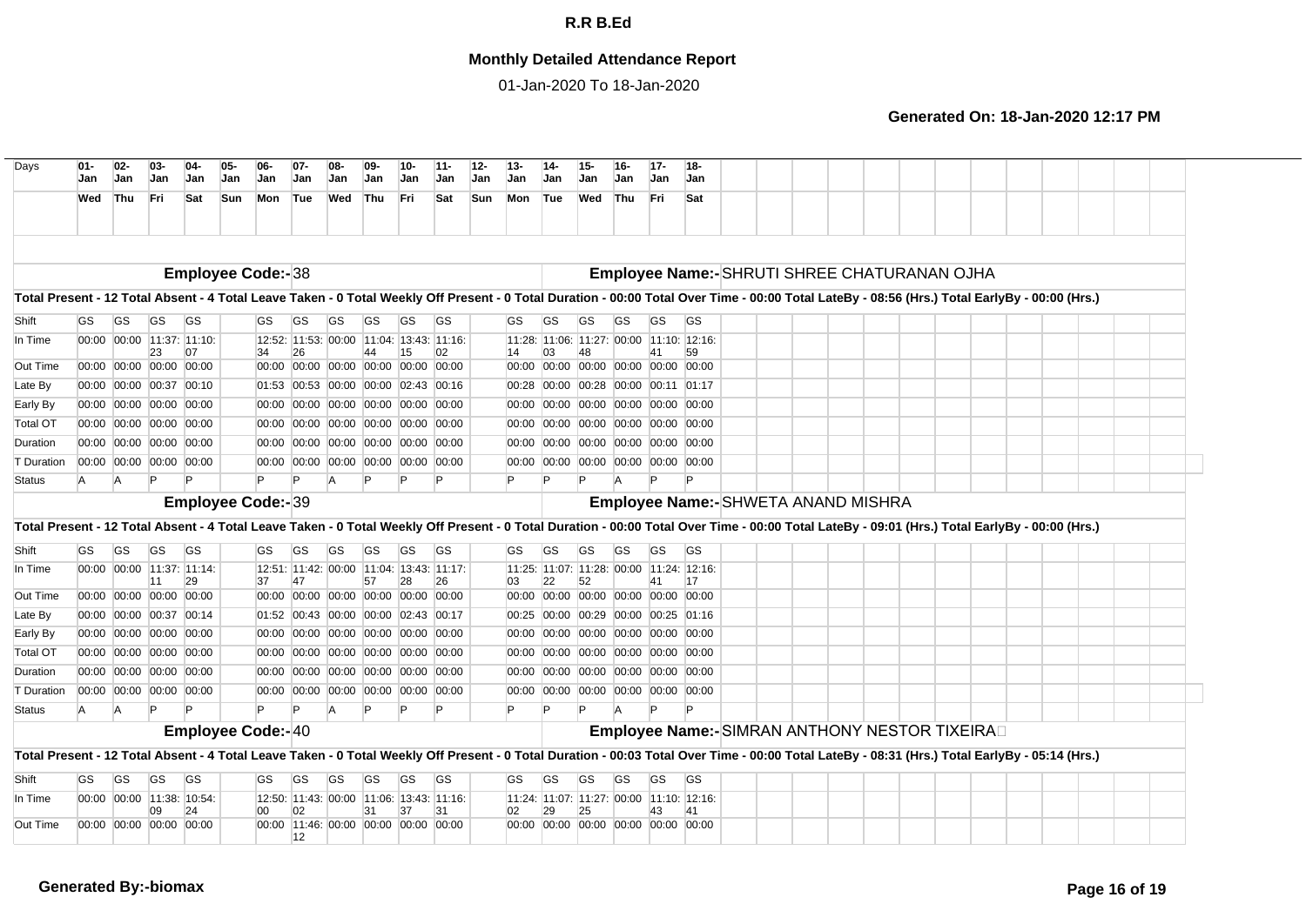# R.R B.Ed

## Monthly Detailed Attendance Report

01-Jan-2020 To 18-Jan-2020

**Generated On: 18-Jan-2020 12:17 PM**

| Days | 01-Jan | 02-Jan | 03-Jan | 04-Jan | 05-Jan | 06-Jan | 07-Jan | 08-Jan | 09-Jan | 10-Jan | 11-Jan | 12-Jan | 13-Jan | 14-Jan | 15-Jan | 16-Jan | 17-Jan | 18-Jan |
|---|---|---|---|---|---|---|---|---|---|---|---|---|---|---|---|---|---|---|
| | Wed | Thu | Fri | Sat | Sun | Mon | Tue | Wed | Thu | Fri | Sat | Sun | Mon | Tue | Wed | Thu | Fri | Sat |

**Employee Code:- 38** **Employee Name:- SHRUTI SHREE CHATURANAN OJHA**

**Total Present - 12 Total Absent - 4 Total Leave Taken - 0 Total Weekly Off Present - 0 Total Duration - 00:00 Total Over Time - 00:00 Total LateBy - 08:56 (Hrs.) Total EarlyBy - 00:00 (Hrs.)**

| | 01 | 02 | 03 | 04 | 05 | 06 | 07 | 08 | 09 | 10 | 11 | 12 | 13 | 14 | 15 | 16 | 17 | 18 |
|---|---|---|---|---|---|---|---|---|---|---|---|---|---|---|---|---|---|---|
| Shift | GS | GS | GS | GS | | GS | GS | GS | GS | GS | GS | | GS | GS | GS | GS | GS | GS |
| In Time | 00:00 | 00:00 | 11:37:23 | 11:10:07 | | 12:52:34 | 11:53:26 | 00:00 | 11:04:44 | 13:43:15 | 11:16:02 | | 11:28:14 | 11:06:03 | 11:27:48 | 00:00 | 11:10:41 | 12:16:59 |
| Out Time | 00:00 | 00:00 | 00:00 | 00:00 | | 00:00 | 00:00 | 00:00 | 00:00 | 00:00 | 00:00 | | 00:00 | 00:00 | 00:00 | 00:00 | 00:00 | 00:00 |
| Late By | 00:00 | 00:00 | 00:37 | 00:10 | | 01:53 | 00:53 | 00:00 | 00:00 | 02:43 | 00:16 | | 00:28 | 00:00 | 00:28 | 00:00 | 00:11 | 01:17 |
| Early By | 00:00 | 00:00 | 00:00 | 00:00 | | 00:00 | 00:00 | 00:00 | 00:00 | 00:00 | 00:00 | | 00:00 | 00:00 | 00:00 | 00:00 | 00:00 | 00:00 |
| Total OT | 00:00 | 00:00 | 00:00 | 00:00 | | 00:00 | 00:00 | 00:00 | 00:00 | 00:00 | 00:00 | | 00:00 | 00:00 | 00:00 | 00:00 | 00:00 | 00:00 |
| Duration | 00:00 | 00:00 | 00:00 | 00:00 | | 00:00 | 00:00 | 00:00 | 00:00 | 00:00 | 00:00 | | 00:00 | 00:00 | 00:00 | 00:00 | 00:00 | 00:00 |
| T Duration | 00:00 | 00:00 | 00:00 | 00:00 | | 00:00 | 00:00 | 00:00 | 00:00 | 00:00 | 00:00 | | 00:00 | 00:00 | 00:00 | 00:00 | 00:00 | 00:00 |
| Status | A | A | P | P | | P | P | A | P | P | P | | P | P | P | A | P | P |

**Employee Code:- 39** **Employee Name:- SHWETA ANAND MISHRA**

**Total Present - 12 Total Absent - 4 Total Leave Taken - 0 Total Weekly Off Present - 0 Total Duration - 00:00 Total Over Time - 00:00 Total LateBy - 09:01 (Hrs.) Total EarlyBy - 00:00 (Hrs.)**

| | 01 | 02 | 03 | 04 | 05 | 06 | 07 | 08 | 09 | 10 | 11 | 12 | 13 | 14 | 15 | 16 | 17 | 18 |
|---|---|---|---|---|---|---|---|---|---|---|---|---|---|---|---|---|---|---|
| Shift | GS | GS | GS | GS | | GS | GS | GS | GS | GS | GS | | GS | GS | GS | GS | GS | GS |
| In Time | 00:00 | 00:00 | 11:37:11 | 11:14:29 | | 12:51:37 | 11:42:47 | 00:00 | 11:04:57 | 13:43:28 | 11:17:26 | | 11:25:03 | 11:07:22 | 11:28:52 | 00:00 | 11:24:41 | 12:16:17 |
| Out Time | 00:00 | 00:00 | 00:00 | 00:00 | | 00:00 | 00:00 | 00:00 | 00:00 | 00:00 | 00:00 | | 00:00 | 00:00 | 00:00 | 00:00 | 00:00 | 00:00 |
| Late By | 00:00 | 00:00 | 00:37 | 00:14 | | 01:52 | 00:43 | 00:00 | 00:00 | 02:43 | 00:17 | | 00:25 | 00:00 | 00:29 | 00:00 | 00:25 | 01:16 |
| Early By | 00:00 | 00:00 | 00:00 | 00:00 | | 00:00 | 00:00 | 00:00 | 00:00 | 00:00 | 00:00 | | 00:00 | 00:00 | 00:00 | 00:00 | 00:00 | 00:00 |
| Total OT | 00:00 | 00:00 | 00:00 | 00:00 | | 00:00 | 00:00 | 00:00 | 00:00 | 00:00 | 00:00 | | 00:00 | 00:00 | 00:00 | 00:00 | 00:00 | 00:00 |
| Duration | 00:00 | 00:00 | 00:00 | 00:00 | | 00:00 | 00:00 | 00:00 | 00:00 | 00:00 | 00:00 | | 00:00 | 00:00 | 00:00 | 00:00 | 00:00 | 00:00 |
| T Duration | 00:00 | 00:00 | 00:00 | 00:00 | | 00:00 | 00:00 | 00:00 | 00:00 | 00:00 | 00:00 | | 00:00 | 00:00 | 00:00 | 00:00 | 00:00 | 00:00 |
| Status | A | A | P | P | | P | P | A | P | P | P | | P | P | P | A | P | P |

**Employee Code:- 40** **Employee Name:- SIMRAN ANTHONY NESTOR TIXEIRA**

**Total Present - 12 Total Absent - 4 Total Leave Taken - 0 Total Weekly Off Present - 0 Total Duration - 00:03 Total Over Time - 00:00 Total LateBy - 08:31 (Hrs.) Total EarlyBy - 05:14 (Hrs.)**

| | 01 | 02 | 03 | 04 | 05 | 06 | 07 | 08 | 09 | 10 | 11 | 12 | 13 | 14 | 15 | 16 | 17 | 18 |
|---|---|---|---|---|---|---|---|---|---|---|---|---|---|---|---|---|---|---|
| Shift | GS | GS | GS | GS | | GS | GS | GS | GS | GS | GS | | GS | GS | GS | GS | GS | GS |
| In Time | 00:00 | 00:00 | 11:38:09 | 10:54:24 | | 12:50:00 | 11:43:02 | 00:00 | 11:06:31 | 13:43:37 | 11:16:31 | | 11:24:02 | 11:07:29 | 11:27:25 | 00:00 | 11:10:43 | 12:16:41 |
| Out Time | 00:00 | 00:00 | 00:00 | 00:00 | | 00:00 | 11:46:12 | 00:00 | 00:00 | 00:00 | 00:00 | | 00:00 | 00:00 | 00:00 | 00:00 | 00:00 | 00:00 |

**Generated By:-biomax**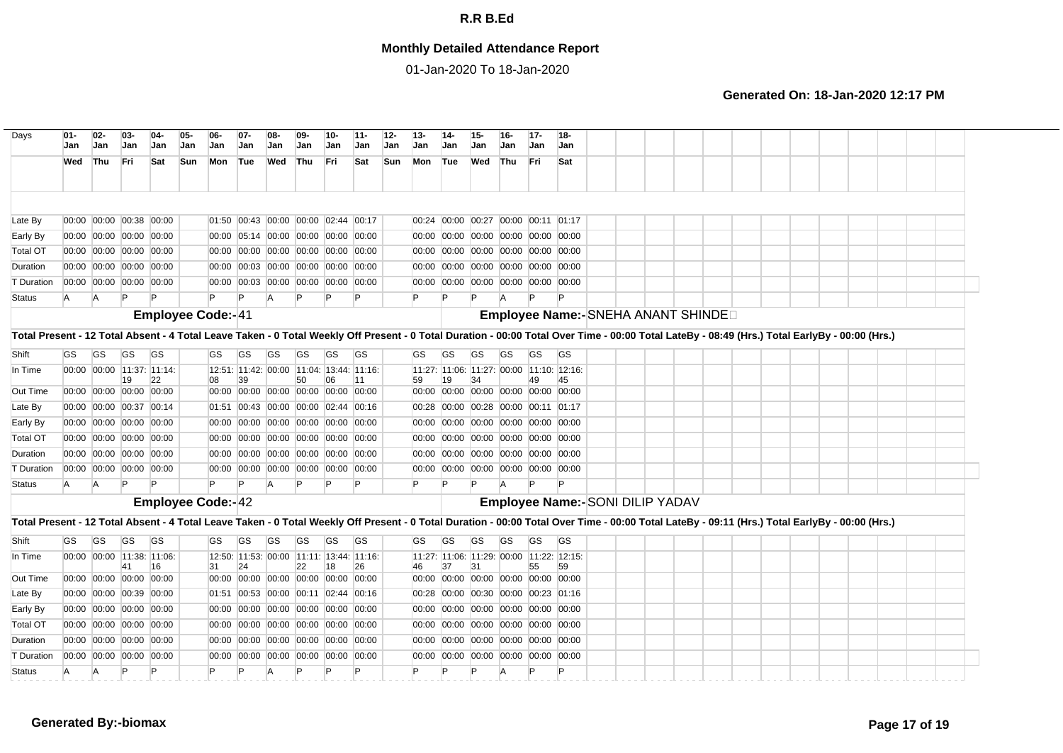**R.R B.Ed**

**Monthly Detailed Attendance Report**

01-Jan-2020 To 18-Jan-2020

**Generated On: 18-Jan-2020 12:17 PM**

| Days | 01-Jan | 02-Jan | 03-Jan | 04-Jan | 05-Jan | 06-Jan | 07-Jan | 08-Jan | 09-Jan | 10-Jan | 11-Jan | 12-Jan | 13-Jan | 14-Jan | 15-Jan | 16-Jan | 17-Jan | 18-Jan |
|---|---|---|---|---|---|---|---|---|---|---|---|---|---|---|---|---|---|---|
| | Wed | Thu | Fri | Sat | Sun | Mon | Tue | Wed | Thu | Fri | Sat | Sun | Mon | Tue | Wed | Thu | Fri | Sat |
| Late By | 00:00 | 00:00 | 00:38 | 00:00 | | 01:50 | 00:43 | 00:00 | 00:00 | 02:44 | 00:17 | | 00:24 | 00:00 | 00:27 | 00:00 | 00:11 | 01:17 |
| Early By | 00:00 | 00:00 | 00:00 | 00:00 | | 00:00 | 05:14 | 00:00 | 00:00 | 00:00 | 00:00 | | 00:00 | 00:00 | 00:00 | 00:00 | 00:00 | 00:00 |
| Total OT | 00:00 | 00:00 | 00:00 | 00:00 | | 00:00 | 00:00 | 00:00 | 00:00 | 00:00 | 00:00 | | 00:00 | 00:00 | 00:00 | 00:00 | 00:00 | 00:00 |
| Duration | 00:00 | 00:00 | 00:00 | 00:00 | | 00:00 | 00:03 | 00:00 | 00:00 | 00:00 | 00:00 | | 00:00 | 00:00 | 00:00 | 00:00 | 00:00 | 00:00 |
| T Duration | 00:00 | 00:00 | 00:00 | 00:00 | | 00:00 | 00:03 | 00:00 | 00:00 | 00:00 | 00:00 | | 00:00 | 00:00 | 00:00 | 00:00 | 00:00 | 00:00 |
| Status | A | A | P | P | | P | P | A | P | P | P | | P | P | P | A | P | P |

**Employee Code:-** 41 **Employee Name:-** SNEHA ANANT SHINDE

**Total Present - 12 Total Absent - 4 Total Leave Taken - 0 Total Weekly Off Present - 0 Total Duration - 00:00 Total Over Time - 00:00 Total LateBy - 08:49 (Hrs.) Total EarlyBy - 00:00 (Hrs.)**

| Days | 01-Jan | 02-Jan | 03-Jan | 04-Jan | 05-Jan | 06-Jan | 07-Jan | 08-Jan | 09-Jan | 10-Jan | 11-Jan | 12-Jan | 13-Jan | 14-Jan | 15-Jan | 16-Jan | 17-Jan | 18-Jan |
|---|---|---|---|---|---|---|---|---|---|---|---|---|---|---|---|---|---|---|
| Shift | GS | GS | GS | GS | | GS | GS | GS | GS | GS | GS | | GS | GS | GS | GS | GS | GS |
| In Time | 00:00 | 00:00 | 11:37:19 | 11:14:22 | | 12:51:08 | 11:42:39 | 00:00 | 11:04:50 | 13:44:06 | 11:16:11 | | 11:27:59 | 11:06:19 | 11:27:34 | 00:00 | 11:10:49 | 12:16:45 |
| Out Time | 00:00 | 00:00 | 00:00 | 00:00 | | 00:00 | 00:00 | 00:00 | 00:00 | 00:00 | 00:00 | | 00:00 | 00:00 | 00:00 | 00:00 | 00:00 | 00:00 |
| Late By | 00:00 | 00:00 | 00:37 | 00:14 | | 01:51 | 00:43 | 00:00 | 00:00 | 02:44 | 00:16 | | 00:28 | 00:00 | 00:28 | 00:00 | 00:11 | 01:17 |
| Early By | 00:00 | 00:00 | 00:00 | 00:00 | | 00:00 | 00:00 | 00:00 | 00:00 | 00:00 | 00:00 | | 00:00 | 00:00 | 00:00 | 00:00 | 00:00 | 00:00 |
| Total OT | 00:00 | 00:00 | 00:00 | 00:00 | | 00:00 | 00:00 | 00:00 | 00:00 | 00:00 | 00:00 | | 00:00 | 00:00 | 00:00 | 00:00 | 00:00 | 00:00 |
| Duration | 00:00 | 00:00 | 00:00 | 00:00 | | 00:00 | 00:00 | 00:00 | 00:00 | 00:00 | 00:00 | | 00:00 | 00:00 | 00:00 | 00:00 | 00:00 | 00:00 |
| T Duration | 00:00 | 00:00 | 00:00 | 00:00 | | 00:00 | 00:00 | 00:00 | 00:00 | 00:00 | 00:00 | | 00:00 | 00:00 | 00:00 | 00:00 | 00:00 | 00:00 |
| Status | A | A | P | P | | P | P | A | P | P | P | | P | P | P | A | P | P |

**Employee Code:-** 42 **Employee Name:-** SONI DILIP YADAV

**Total Present - 12 Total Absent - 4 Total Leave Taken - 0 Total Weekly Off Present - 0 Total Duration - 00:00 Total Over Time - 00:00 Total LateBy - 09:11 (Hrs.) Total EarlyBy - 00:00 (Hrs.)**

| Days | 01-Jan | 02-Jan | 03-Jan | 04-Jan | 05-Jan | 06-Jan | 07-Jan | 08-Jan | 09-Jan | 10-Jan | 11-Jan | 12-Jan | 13-Jan | 14-Jan | 15-Jan | 16-Jan | 17-Jan | 18-Jan |
|---|---|---|---|---|---|---|---|---|---|---|---|---|---|---|---|---|---|---|
| Shift | GS | GS | GS | GS | | GS | GS | GS | GS | GS | GS | | GS | GS | GS | GS | GS | GS |
| In Time | 00:00 | 00:00 | 11:38:41 | 11:06:16 | | 12:50:31 | 11:53:24 | 00:00 | 11:11:22 | 13:44:18 | 11:16:26 | | 11:27:46 | 11:06:37 | 11:29:31 | 00:00 | 11:22:55 | 12:15:59 |
| Out Time | 00:00 | 00:00 | 00:00 | 00:00 | | 00:00 | 00:00 | 00:00 | 00:00 | 00:00 | 00:00 | | 00:00 | 00:00 | 00:00 | 00:00 | 00:00 | 00:00 |
| Late By | 00:00 | 00:00 | 00:39 | 00:00 | | 01:51 | 00:53 | 00:00 | 00:11 | 02:44 | 00:16 | | 00:28 | 00:00 | 00:30 | 00:00 | 00:23 | 01:16 |
| Early By | 00:00 | 00:00 | 00:00 | 00:00 | | 00:00 | 00:00 | 00:00 | 00:00 | 00:00 | 00:00 | | 00:00 | 00:00 | 00:00 | 00:00 | 00:00 | 00:00 |
| Total OT | 00:00 | 00:00 | 00:00 | 00:00 | | 00:00 | 00:00 | 00:00 | 00:00 | 00:00 | 00:00 | | 00:00 | 00:00 | 00:00 | 00:00 | 00:00 | 00:00 |
| Duration | 00:00 | 00:00 | 00:00 | 00:00 | | 00:00 | 00:00 | 00:00 | 00:00 | 00:00 | 00:00 | | 00:00 | 00:00 | 00:00 | 00:00 | 00:00 | 00:00 |
| T Duration | 00:00 | 00:00 | 00:00 | 00:00 | | 00:00 | 00:00 | 00:00 | 00:00 | 00:00 | 00:00 | | 00:00 | 00:00 | 00:00 | 00:00 | 00:00 | 00:00 |
| Status | A | A | P | P | | P | P | A | P | P | P | | P | P | P | A | P | P |

**Generated By:-biomax**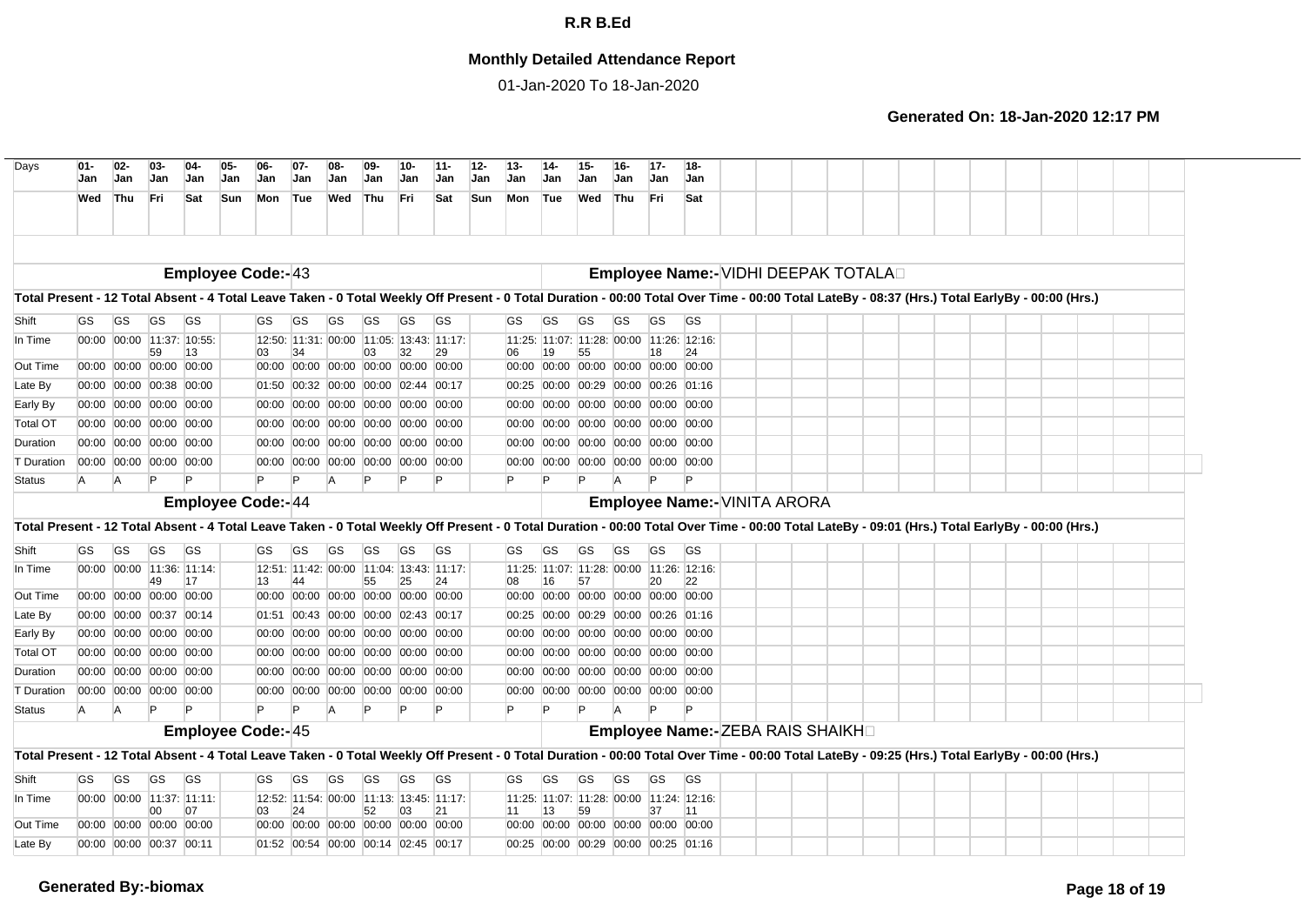# R.R B.Ed

## Monthly Detailed Attendance Report

01-Jan-2020 To 18-Jan-2020

**Generated On: 18-Jan-2020 12:17 PM**

| Days | 01-Jan | 02-Jan | 03-Jan | 04-Jan | 05-Jan | 06-Jan | 07-Jan | 08-Jan | 09-Jan | 10-Jan | 11-Jan | 12-Jan | 13-Jan | 14-Jan | 15-Jan | 16-Jan | 17-Jan | 18-Jan |
|---|---|---|---|---|---|---|---|---|---|---|---|---|---|---|---|---|---|---|
| | Wed | Thu | Fri | Sat | Sun | Mon | Tue | Wed | Thu | Fri | Sat | Sun | Mon | Tue | Wed | Thu | Fri | Sat |

**Employee Code:-** 43 **Employee Name:-** VIDHI DEEPAK TOTALA

**Total Present - 12 Total Absent - 4 Total Leave Taken - 0 Total Weekly Off Present - 0 Total Duration - 00:00 Total Over Time - 00:00 Total LateBy - 08:37 (Hrs.) Total EarlyBy - 00:00 (Hrs.)**

| | 01-Jan | 02-Jan | 03-Jan | 04-Jan | 05-Jan | 06-Jan | 07-Jan | 08-Jan | 09-Jan | 10-Jan | 11-Jan | 12-Jan | 13-Jan | 14-Jan | 15-Jan | 16-Jan | 17-Jan | 18-Jan |
|---|---|---|---|---|---|---|---|---|---|---|---|---|---|---|---|---|---|---|
| Shift | GS | GS | GS | GS | | GS | GS | GS | GS | GS | GS | | GS | GS | GS | GS | GS | GS |
| In Time | 00:00 | 00:00 | 11:37:59 | 10:55:13 | | 12:50:03 | 11:31:34 | 00:00 | 11:05:03 | 13:43:32 | 11:17:29 | | 11:25:06 | 11:07:19 | 11:28:55 | 00:00 | 11:26:18 | 12:16:24 |
| Out Time | 00:00 | 00:00 | 00:00 | 00:00 | | 00:00 | 00:00 | 00:00 | 00:00 | 00:00 | 00:00 | | 00:00 | 00:00 | 00:00 | 00:00 | 00:00 | 00:00 |
| Late By | 00:00 | 00:00 | 00:38 | 00:00 | | 01:50 | 00:32 | 00:00 | 00:00 | 02:44 | 00:17 | | 00:25 | 00:00 | 00:29 | 00:00 | 00:26 | 01:16 |
| Early By | 00:00 | 00:00 | 00:00 | 00:00 | | 00:00 | 00:00 | 00:00 | 00:00 | 00:00 | 00:00 | | 00:00 | 00:00 | 00:00 | 00:00 | 00:00 | 00:00 |
| Total OT | 00:00 | 00:00 | 00:00 | 00:00 | | 00:00 | 00:00 | 00:00 | 00:00 | 00:00 | 00:00 | | 00:00 | 00:00 | 00:00 | 00:00 | 00:00 | 00:00 |
| Duration | 00:00 | 00:00 | 00:00 | 00:00 | | 00:00 | 00:00 | 00:00 | 00:00 | 00:00 | 00:00 | | 00:00 | 00:00 | 00:00 | 00:00 | 00:00 | 00:00 |
| T Duration | 00:00 | 00:00 | 00:00 | 00:00 | | 00:00 | 00:00 | 00:00 | 00:00 | 00:00 | 00:00 | | 00:00 | 00:00 | 00:00 | 00:00 | 00:00 | 00:00 |
| Status | A | A | P | P | | P | P | A | P | P | P | | P | P | P | A | P | P |

**Employee Code:-** 44 **Employee Name:-** VINITA ARORA

**Total Present - 12 Total Absent - 4 Total Leave Taken - 0 Total Weekly Off Present - 0 Total Duration - 00:00 Total Over Time - 00:00 Total LateBy - 09:01 (Hrs.) Total EarlyBy - 00:00 (Hrs.)**

| | 01-Jan | 02-Jan | 03-Jan | 04-Jan | 05-Jan | 06-Jan | 07-Jan | 08-Jan | 09-Jan | 10-Jan | 11-Jan | 12-Jan | 13-Jan | 14-Jan | 15-Jan | 16-Jan | 17-Jan | 18-Jan |
|---|---|---|---|---|---|---|---|---|---|---|---|---|---|---|---|---|---|---|
| Shift | GS | GS | GS | GS | | GS | GS | GS | GS | GS | GS | | GS | GS | GS | GS | GS | GS |
| In Time | 00:00 | 00:00 | 11:36:49 | 11:14:17 | | 12:51:13 | 11:42:44 | 00:00 | 11:04:55 | 13:43:25 | 11:17:24 | | 11:25:08 | 11:07:16 | 11:28:57 | 00:00 | 11:26:20 | 12:16:22 |
| Out Time | 00:00 | 00:00 | 00:00 | 00:00 | | 00:00 | 00:00 | 00:00 | 00:00 | 00:00 | 00:00 | | 00:00 | 00:00 | 00:00 | 00:00 | 00:00 | 00:00 |
| Late By | 00:00 | 00:00 | 00:37 | 00:14 | | 01:51 | 00:43 | 00:00 | 00:00 | 02:43 | 00:17 | | 00:25 | 00:00 | 00:29 | 00:00 | 00:26 | 01:16 |
| Early By | 00:00 | 00:00 | 00:00 | 00:00 | | 00:00 | 00:00 | 00:00 | 00:00 | 00:00 | 00:00 | | 00:00 | 00:00 | 00:00 | 00:00 | 00:00 | 00:00 |
| Total OT | 00:00 | 00:00 | 00:00 | 00:00 | | 00:00 | 00:00 | 00:00 | 00:00 | 00:00 | 00:00 | | 00:00 | 00:00 | 00:00 | 00:00 | 00:00 | 00:00 |
| Duration | 00:00 | 00:00 | 00:00 | 00:00 | | 00:00 | 00:00 | 00:00 | 00:00 | 00:00 | 00:00 | | 00:00 | 00:00 | 00:00 | 00:00 | 00:00 | 00:00 |
| T Duration | 00:00 | 00:00 | 00:00 | 00:00 | | 00:00 | 00:00 | 00:00 | 00:00 | 00:00 | 00:00 | | 00:00 | 00:00 | 00:00 | 00:00 | 00:00 | 00:00 |
| Status | A | A | P | P | | P | P | A | P | P | P | | P | P | P | A | P | P |

**Employee Code:-** 45 **Employee Name:-** ZEBA RAIS SHAIKH

**Total Present - 12 Total Absent - 4 Total Leave Taken - 0 Total Weekly Off Present - 0 Total Duration - 00:00 Total Over Time - 00:00 Total LateBy - 09:25 (Hrs.) Total EarlyBy - 00:00 (Hrs.)**

| | 01-Jan | 02-Jan | 03-Jan | 04-Jan | 05-Jan | 06-Jan | 07-Jan | 08-Jan | 09-Jan | 10-Jan | 11-Jan | 12-Jan | 13-Jan | 14-Jan | 15-Jan | 16-Jan | 17-Jan | 18-Jan |
|---|---|---|---|---|---|---|---|---|---|---|---|---|---|---|---|---|---|---|
| Shift | GS | GS | GS | GS | | GS | GS | GS | GS | GS | GS | | GS | GS | GS | GS | GS | GS |
| In Time | 00:00 | 00:00 | 11:37:00 | 11:11:07 | | 12:52:03 | 11:54:24 | 00:00 | 11:13:52 | 13:45:03 | 11:17:21 | | 11:25:11 | 11:07:13 | 11:28:59 | 00:00 | 11:24:37 | 12:16:11 |
| Out Time | 00:00 | 00:00 | 00:00 | 00:00 | | 00:00 | 00:00 | 00:00 | 00:00 | 00:00 | 00:00 | | 00:00 | 00:00 | 00:00 | 00:00 | 00:00 | 00:00 |
| Late By | 00:00 | 00:00 | 00:37 | 00:11 | | 01:52 | 00:54 | 00:00 | 00:14 | 02:45 | 00:17 | | 00:25 | 00:00 | 00:29 | 00:00 | 00:25 | 01:16 |

**Generated By:-biomax**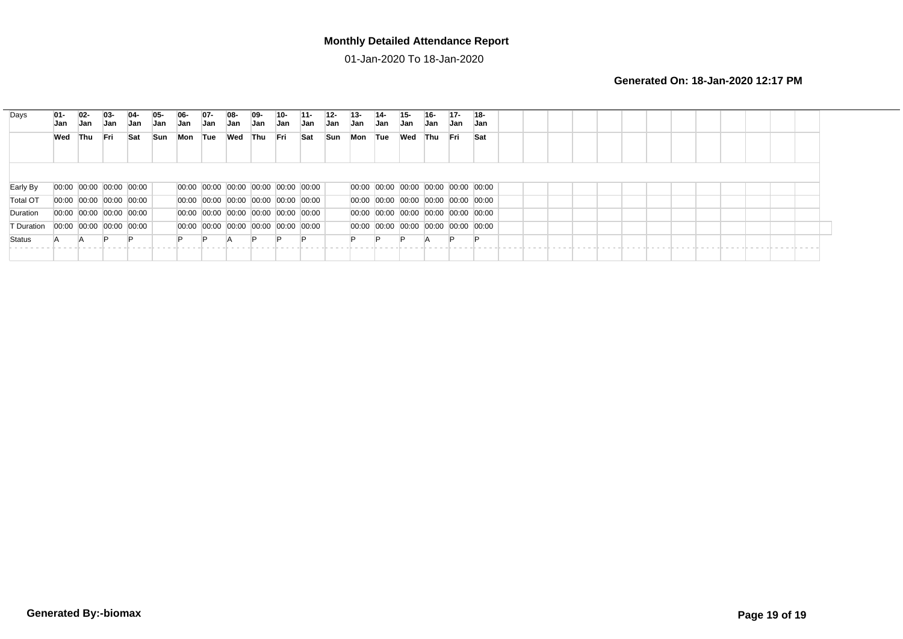**Monthly Detailed Attendance Report**

01-Jan-2020 To 18-Jan-2020

**Generated On: 18-Jan-2020 12:17 PM**

| Days | 01-Jan | 02-Jan | 03-Jan | 04-Jan | 05-Jan | 06-Jan | 07-Jan | 08-Jan | 09-Jan | 10-Jan | 11-Jan | 12-Jan | 13-Jan | 14-Jan | 15-Jan | 16-Jan | 17-Jan | 18-Jan |
|---|---|---|---|---|---|---|---|---|---|---|---|---|---|---|---|---|---|---|
| | Wed | Thu | Fri | Sat | Sun | Mon | Tue | Wed | Thu | Fri | Sat | Sun | Mon | Tue | Wed | Thu | Fri | Sat |
| Early By | 00:00 | 00:00 | 00:00 | 00:00 | | 00:00 | 00:00 | 00:00 | 00:00 | 00:00 | 00:00 | | 00:00 | 00:00 | 00:00 | 00:00 | 00:00 | 00:00 |
| Total OT | 00:00 | 00:00 | 00:00 | 00:00 | | 00:00 | 00:00 | 00:00 | 00:00 | 00:00 | 00:00 | | 00:00 | 00:00 | 00:00 | 00:00 | 00:00 | 00:00 |
| Duration | 00:00 | 00:00 | 00:00 | 00:00 | | 00:00 | 00:00 | 00:00 | 00:00 | 00:00 | 00:00 | | 00:00 | 00:00 | 00:00 | 00:00 | 00:00 | 00:00 |
| T Duration | 00:00 | 00:00 | 00:00 | 00:00 | | 00:00 | 00:00 | 00:00 | 00:00 | 00:00 | 00:00 | | 00:00 | 00:00 | 00:00 | 00:00 | 00:00 | 00:00 |
| Status | A | A | P | P | | P | P | A | P | P | P | | P | P | P | A | P | P |

**Generated By:-biomax**